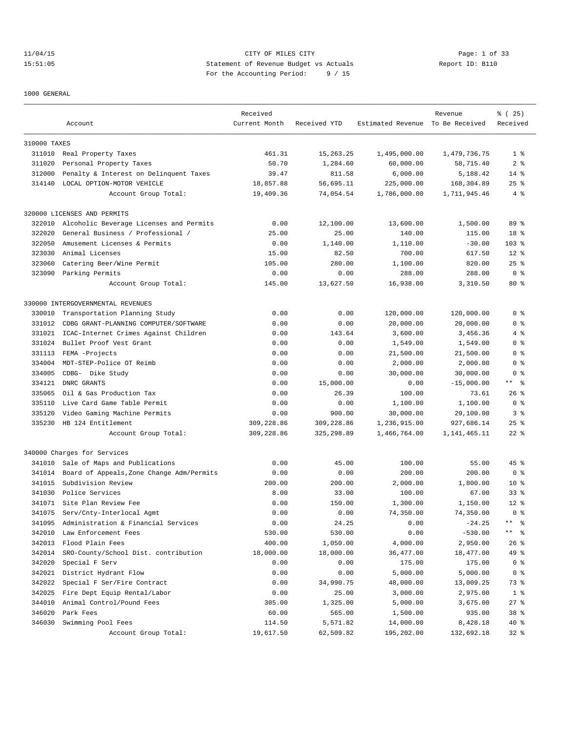CITY OF MILES CITY
Statement of Revenue Budget vs Actuals
For the Accounting Period: 9 / 15

1000 GENERAL

| | Account | Received Current Month | Received YTD | Estimated Revenue | Revenue To Be Received | % ( 25) Received |
|---|---|---|---|---|---|---|
| 310000 TAXES | | | | | | |
| 311010 | Real Property Taxes | 461.31 | 15,263.25 | 1,495,000.00 | 1,479,736.75 | 1 % |
| 311020 | Personal Property Taxes | 50.70 | 1,284.60 | 60,000.00 | 58,715.40 | 2 % |
| 312000 | Penalty & Interest on Delinquent Taxes | 39.47 | 811.58 | 6,000.00 | 5,188.42 | 14 % |
| 314140 | LOCAL OPTION-MOTOR VEHICLE | 18,857.88 | 56,695.11 | 225,000.00 | 168,304.89 | 25 % |
| | Account Group Total: | 19,409.36 | 74,054.54 | 1,786,000.00 | 1,711,945.46 | 4 % |
| 320000 LICENSES AND PERMITS | | | | | | |
| 322010 | Alcoholic Beverage Licenses and Permits | 0.00 | 12,100.00 | 13,600.00 | 1,500.00 | 89 % |
| 322020 | General Business / Professional / | 25.00 | 25.00 | 140.00 | 115.00 | 18 % |
| 322050 | Amusement Licenses & Permits | 0.00 | 1,140.00 | 1,110.00 | -30.00 | 103 % |
| 323030 | Animal Licenses | 15.00 | 82.50 | 700.00 | 617.50 | 12 % |
| 323060 | Catering Beer/Wine Permit | 105.00 | 280.00 | 1,100.00 | 820.00 | 25 % |
| 323090 | Parking Permits | 0.00 | 0.00 | 288.00 | 288.00 | 0 % |
| | Account Group Total: | 145.00 | 13,627.50 | 16,938.00 | 3,310.50 | 80 % |
| 330000 INTERGOVERNMENTAL REVENUES | | | | | | |
| 330010 | Transportation Planning Study | 0.00 | 0.00 | 120,000.00 | 120,000.00 | 0 % |
| 331012 | CDBG GRANT-PLANNING COMPUTER/SOFTWARE | 0.00 | 0.00 | 20,000.00 | 20,000.00 | 0 % |
| 331021 | ICAC-Internet Crimes Against Children | 0.00 | 143.64 | 3,600.00 | 3,456.36 | 4 % |
| 331024 | Bullet Proof Vest Grant | 0.00 | 0.00 | 1,549.00 | 1,549.00 | 0 % |
| 331113 | FEMA -Projects | 0.00 | 0.00 | 21,500.00 | 21,500.00 | 0 % |
| 334004 | MDT-STEP-Police OT Reimb | 0.00 | 0.00 | 2,000.00 | 2,000.00 | 0 % |
| 334005 | CDBG- Dike Study | 0.00 | 0.00 | 30,000.00 | 30,000.00 | 0 % |
| 334121 | DNRC GRANTS | 0.00 | 15,000.00 | 0.00 | -15,000.00 | ** % |
| 335065 | Oil & Gas Production Tax | 0.00 | 26.39 | 100.00 | 73.61 | 26 % |
| 335110 | Live Card Game Table Permit | 0.00 | 0.00 | 1,100.00 | 1,100.00 | 0 % |
| 335120 | Video Gaming Machine Permits | 0.00 | 900.00 | 30,000.00 | 29,100.00 | 3 % |
| 335230 | HB 124 Entitlement | 309,228.86 | 309,228.86 | 1,236,915.00 | 927,686.14 | 25 % |
| | Account Group Total: | 309,228.86 | 325,298.89 | 1,466,764.00 | 1,141,465.11 | 22 % |
| 340000 Charges for Services | | | | | | |
| 341010 | Sale of Maps and Publications | 0.00 | 45.00 | 100.00 | 55.00 | 45 % |
| 341014 | Board of Appeals,Zone Change Adm/Permits | 0.00 | 0.00 | 200.00 | 200.00 | 0 % |
| 341015 | Subdivision Review | 200.00 | 200.00 | 2,000.00 | 1,800.00 | 10 % |
| 341030 | Police Services | 8.00 | 33.00 | 100.00 | 67.00 | 33 % |
| 341071 | Site Plan Review Fee | 0.00 | 150.00 | 1,300.00 | 1,150.00 | 12 % |
| 341075 | Serv/Cnty-Interlocal Agmt | 0.00 | 0.00 | 74,350.00 | 74,350.00 | 0 % |
| 341095 | Administration & Financial Services | 0.00 | 24.25 | 0.00 | -24.25 | ** % |
| 342010 | Law Enforcement Fees | 530.00 | 530.00 | 0.00 | -530.00 | ** % |
| 342013 | Flood Plain Fees | 400.00 | 1,050.00 | 4,000.00 | 2,950.00 | 26 % |
| 342014 | SRO-County/School Dist. contribution | 18,000.00 | 18,000.00 | 36,477.00 | 18,477.00 | 49 % |
| 342020 | Special F Serv | 0.00 | 0.00 | 175.00 | 175.00 | 0 % |
| 342021 | District Hydrant Flow | 0.00 | 0.00 | 5,000.00 | 5,000.00 | 0 % |
| 342022 | Special F Ser/Fire Contract | 0.00 | 34,990.75 | 48,000.00 | 13,009.25 | 73 % |
| 342025 | Fire Dept Equip Rental/Labor | 0.00 | 25.00 | 3,000.00 | 2,975.00 | 1 % |
| 344010 | Animal Control/Pound Fees | 305.00 | 1,325.00 | 5,000.00 | 3,675.00 | 27 % |
| 346020 | Park Fees | 60.00 | 565.00 | 1,500.00 | 935.00 | 38 % |
| 346030 | Swimming Pool Fees | 114.50 | 5,571.82 | 14,000.00 | 8,428.18 | 40 % |
| | Account Group Total: | 19,617.50 | 62,509.82 | 195,202.00 | 132,692.18 | 32 % |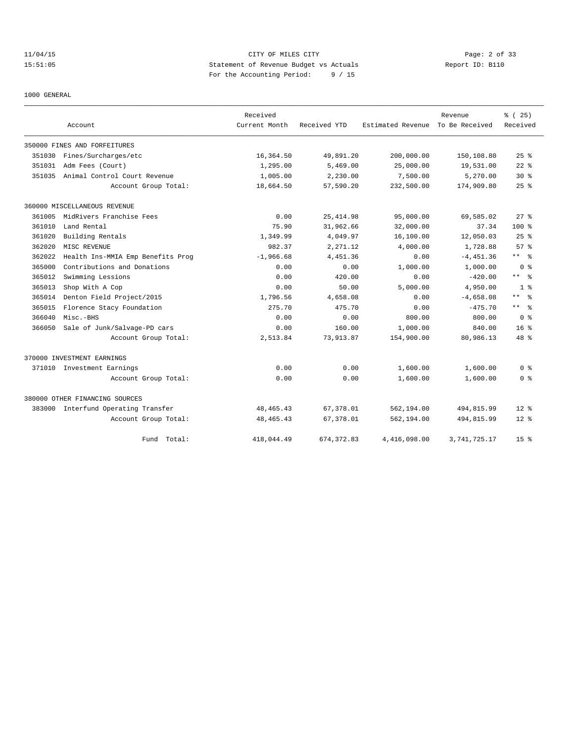11/04/15 CITY OF MILES CITY
15:51:05 Statement of Revenue Budget vs Actuals Report ID: B110
For the Accounting Period: 9 / 15

1000 GENERAL

| | Account | Received Current Month | Received YTD | Estimated Revenue | Revenue To Be Received | % ( 25) Received |
|---|---|---|---|---|---|---|
| 350000 FINES AND FORFEITURES | | | | | | |
| 351030 | Fines/Surcharges/etc | 16,364.50 | 49,891.20 | 200,000.00 | 150,108.80 | 25 % |
| 351031 | Adm Fees (Court) | 1,295.00 | 5,469.00 | 25,000.00 | 19,531.00 | 22 % |
| 351035 | Animal Control Court Revenue | 1,005.00 | 2,230.00 | 7,500.00 | 5,270.00 | 30 % |
| | Account Group Total: | 18,664.50 | 57,590.20 | 232,500.00 | 174,909.80 | 25 % |
| 360000 MISCELLANEOUS REVENUE | | | | | | |
| 361005 | MidRivers Franchise Fees | 0.00 | 25,414.98 | 95,000.00 | 69,585.02 | 27 % |
| 361010 | Land Rental | 75.90 | 31,962.66 | 32,000.00 | 37.34 | 100 % |
| 361020 | Building Rentals | 1,349.99 | 4,049.97 | 16,100.00 | 12,050.03 | 25 % |
| 362020 | MISC REVENUE | 982.37 | 2,271.12 | 4,000.00 | 1,728.88 | 57 % |
| 362022 | Health Ins-MMIA Emp Benefits Prog | -1,966.68 | 4,451.36 | 0.00 | -4,451.36 | ** % |
| 365000 | Contributions and Donations | 0.00 | 0.00 | 1,000.00 | 1,000.00 | 0 % |
| 365012 | Swimming Lessions | 0.00 | 420.00 | 0.00 | -420.00 | ** % |
| 365013 | Shop With A Cop | 0.00 | 50.00 | 5,000.00 | 4,950.00 | 1 % |
| 365014 | Denton Field Project/2015 | 1,796.56 | 4,658.08 | 0.00 | -4,658.08 | ** % |
| 365015 | Florence Stacy Foundation | 275.70 | 475.70 | 0.00 | -475.70 | ** % |
| 366040 | Misc.-BHS | 0.00 | 0.00 | 800.00 | 800.00 | 0 % |
| 366050 | Sale of Junk/Salvage-PD cars | 0.00 | 160.00 | 1,000.00 | 840.00 | 16 % |
| | Account Group Total: | 2,513.84 | 73,913.87 | 154,900.00 | 80,986.13 | 48 % |
| 370000 INVESTMENT EARNINGS | | | | | | |
| 371010 | Investment Earnings | 0.00 | 0.00 | 1,600.00 | 1,600.00 | 0 % |
| | Account Group Total: | 0.00 | 0.00 | 1,600.00 | 1,600.00 | 0 % |
| 380000 OTHER FINANCING SOURCES | | | | | | |
| 383000 | Interfund Operating Transfer | 48,465.43 | 67,378.01 | 562,194.00 | 494,815.99 | 12 % |
| | Account Group Total: | 48,465.43 | 67,378.01 | 562,194.00 | 494,815.99 | 12 % |
| | Fund Total: | 418,044.49 | 674,372.83 | 4,416,098.00 | 3,741,725.17 | 15 % |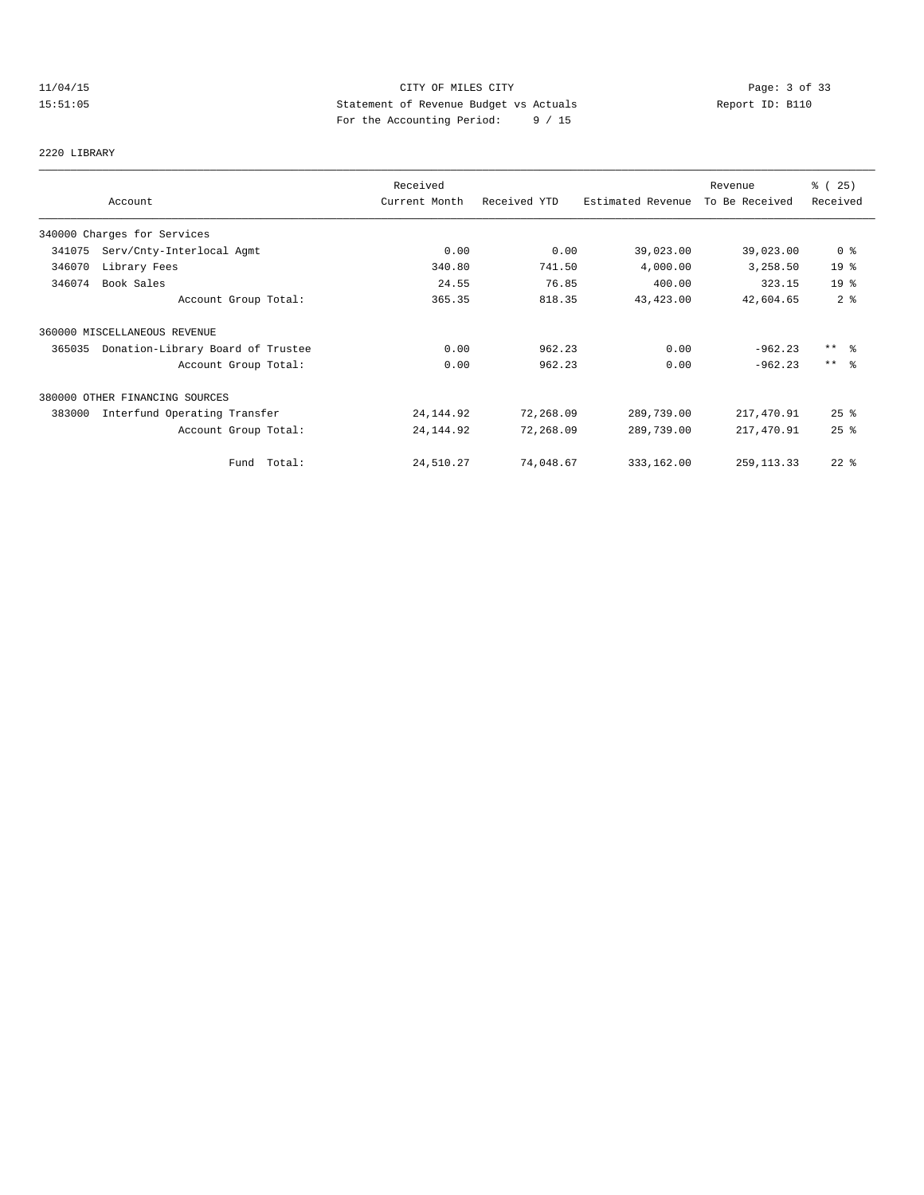CITY OF MILES CITY

Statement of Revenue Budget vs Actuals

For the Accounting Period: 9 / 15

11/04/15 15:51:05 Report ID: B110

2220 LIBRARY

| Account | Received Current Month | Received YTD | Estimated Revenue | Revenue To Be Received | % ( 25) Received |
|---|---|---|---|---|---|
| 340000 Charges for Services | | | | | |
| 341075 Serv/Cnty-Interlocal Agmt | 0.00 | 0.00 | 39,023.00 | 39,023.00 | 0 % |
| 346070 Library Fees | 340.80 | 741.50 | 4,000.00 | 3,258.50 | 19 % |
| 346074 Book Sales | 24.55 | 76.85 | 400.00 | 323.15 | 19 % |
| Account Group Total: | 365.35 | 818.35 | 43,423.00 | 42,604.65 | 2 % |
| 360000 MISCELLANEOUS REVENUE | | | | | |
| 365035 Donation-Library Board of Trustee | 0.00 | 962.23 | 0.00 | -962.23 | ** % |
| Account Group Total: | 0.00 | 962.23 | 0.00 | -962.23 | ** % |
| 380000 OTHER FINANCING SOURCES | | | | | |
| 383000 Interfund Operating Transfer | 24,144.92 | 72,268.09 | 289,739.00 | 217,470.91 | 25 % |
| Account Group Total: | 24,144.92 | 72,268.09 | 289,739.00 | 217,470.91 | 25 % |
| Fund Total: | 24,510.27 | 74,048.67 | 333,162.00 | 259,113.33 | 22 % |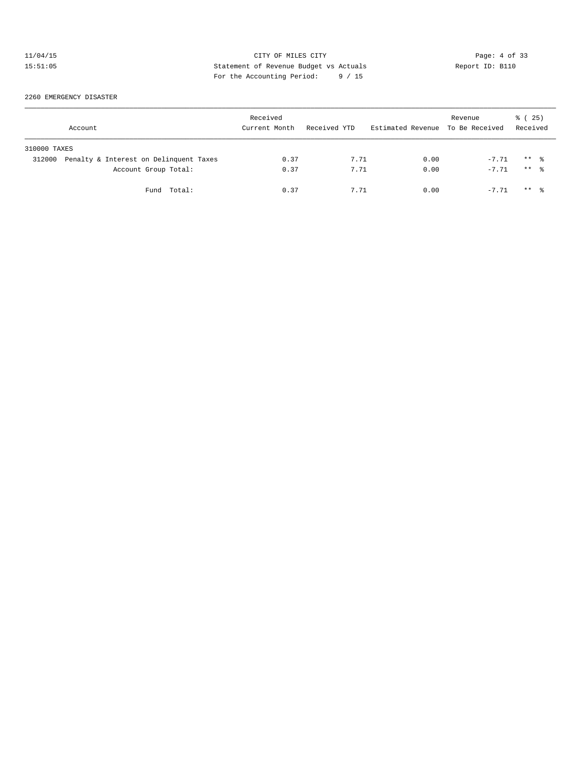11/04/15 CITY OF MILES CITY
15:51:05 Statement of Revenue Budget vs Actuals Report ID: B110
For the Accounting Period: 9 / 15

2260 EMERGENCY DISASTER

| Account | Received Current Month | Received YTD | Estimated Revenue | Revenue To Be Received | % ( 25) Received |
|---|---|---|---|---|---|
| 310000 TAXES | | | | | |
| 312000 Penalty & Interest on Delinquent Taxes | 0.37 | 7.71 | 0.00 | -7.71 | ** % |
| Account Group Total: | 0.37 | 7.71 | 0.00 | -7.71 | ** % |
| Fund Total: | 0.37 | 7.71 | 0.00 | -7.71 | ** % |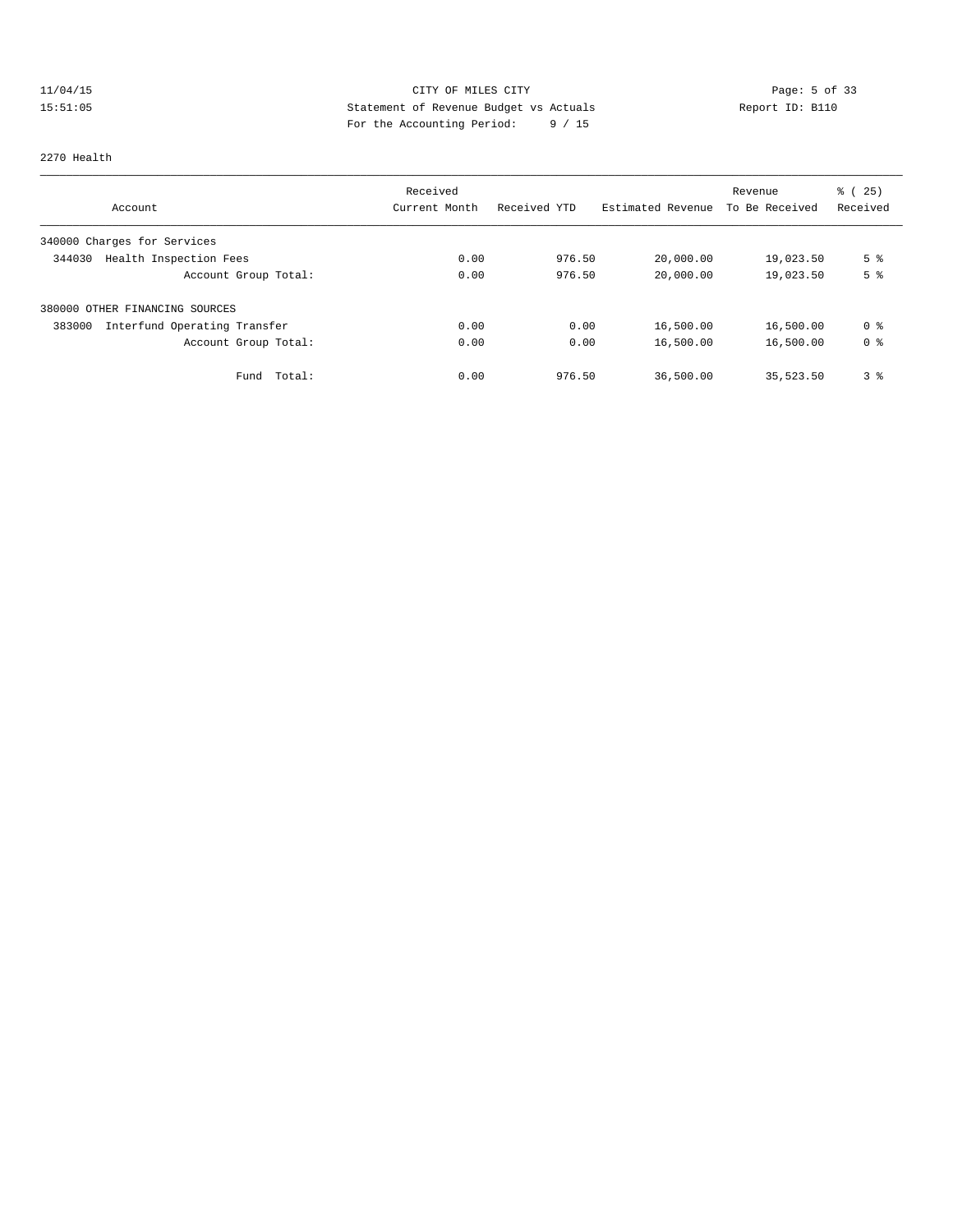# CITY OF MILES CITY

## Statement of Revenue Budget vs Actuals

For the Accounting Period: 9 / 15

11/04/15 15:51:05 — Report ID: B110

### 2270 Health

| Account | Received Current Month | Received YTD | Estimated Revenue | Revenue To Be Received | % ( 25) Received |
|---|---|---|---|---|---|
| 340000 Charges for Services | | | | | |
| 344030 Health Inspection Fees | 0.00 | 976.50 | 20,000.00 | 19,023.50 | 5 % |
| Account Group Total: | 0.00 | 976.50 | 20,000.00 | 19,023.50 | 5 % |
| 380000 OTHER FINANCING SOURCES | | | | | |
| 383000 Interfund Operating Transfer | 0.00 | 0.00 | 16,500.00 | 16,500.00 | 0 % |
| Account Group Total: | 0.00 | 0.00 | 16,500.00 | 16,500.00 | 0 % |
| Fund Total: | 0.00 | 976.50 | 36,500.00 | 35,523.50 | 3 % |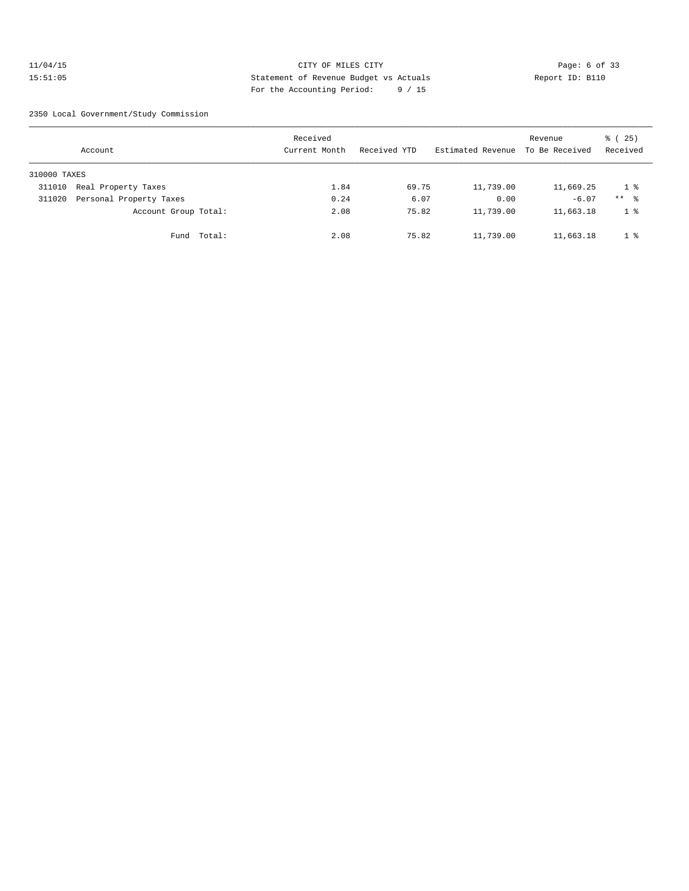CITY OF MILES CITY
Statement of Revenue Budget vs Actuals
For the Accounting Period: 9 / 15

11/04/15
15:51:05

Report ID: B110

2350 Local Government/Study Commission

| Account | Received Current Month | Received YTD | Estimated Revenue | Revenue To Be Received | % ( 25) Received |
|---|---|---|---|---|---|
| 310000 TAXES | | | | | |
| 311010 Real Property Taxes | 1.84 | 69.75 | 11,739.00 | 11,669.25 | 1 % |
| 311020 Personal Property Taxes | 0.24 | 6.07 | 0.00 | -6.07 | ** % |
| Account Group Total: | 2.08 | 75.82 | 11,739.00 | 11,663.18 | 1 % |
| Fund Total: | 2.08 | 75.82 | 11,739.00 | 11,663.18 | 1 % |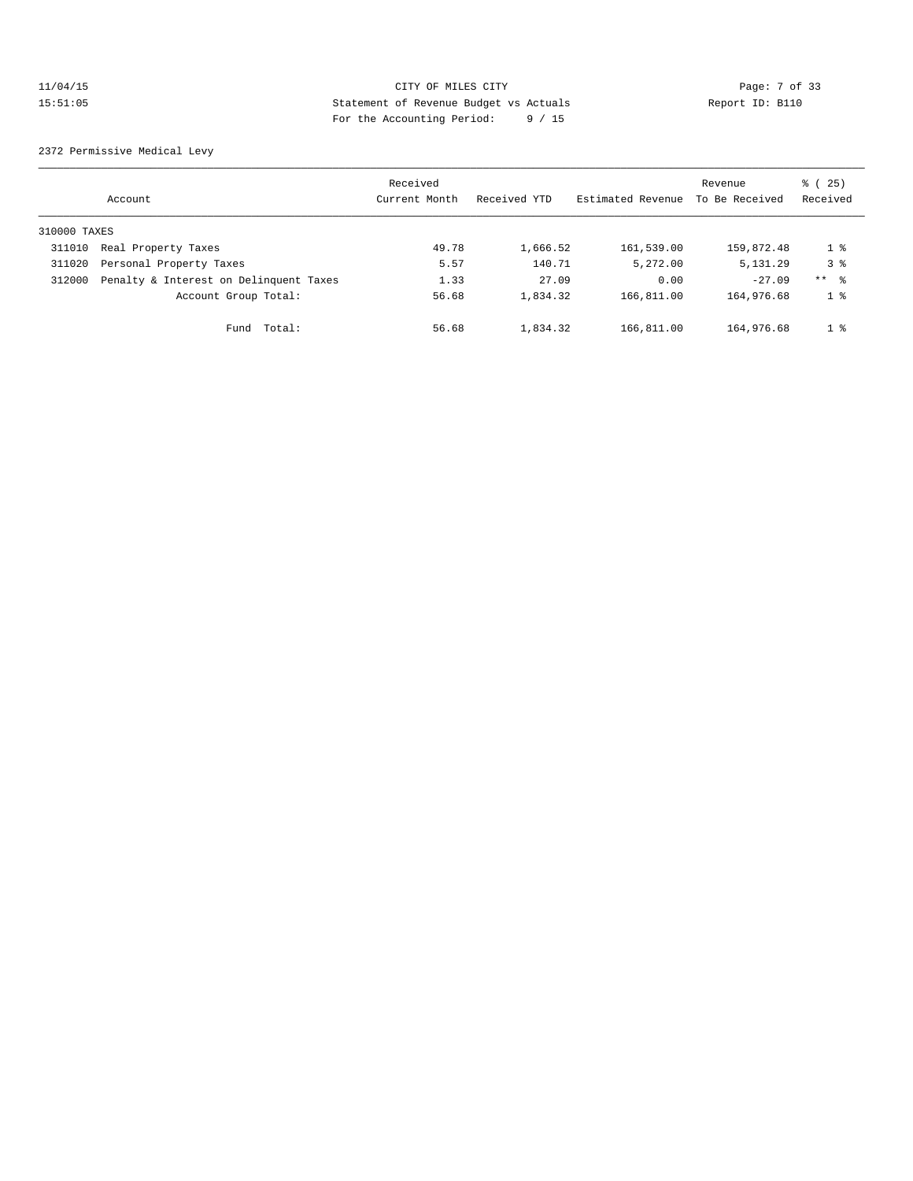11/04/15 CITY OF MILES CITY
15:51:05 Statement of Revenue Budget vs Actuals Report ID: B110
For the Accounting Period: 9 / 15

2372 Permissive Medical Levy

| | Account | Received Current Month | Received YTD | Estimated Revenue | Revenue To Be Received | % ( 25) Received |
|---|---|---|---|---|---|---|
| 310000 TAXES | | | | | | |
| 311010 | Real Property Taxes | 49.78 | 1,666.52 | 161,539.00 | 159,872.48 | 1 % |
| 311020 | Personal Property Taxes | 5.57 | 140.71 | 5,272.00 | 5,131.29 | 3 % |
| 312000 | Penalty & Interest on Delinquent Taxes | 1.33 | 27.09 | 0.00 | -27.09 | ** % |
| | Account Group Total: | 56.68 | 1,834.32 | 166,811.00 | 164,976.68 | 1 % |
| | Fund Total: | 56.68 | 1,834.32 | 166,811.00 | 164,976.68 | 1 % |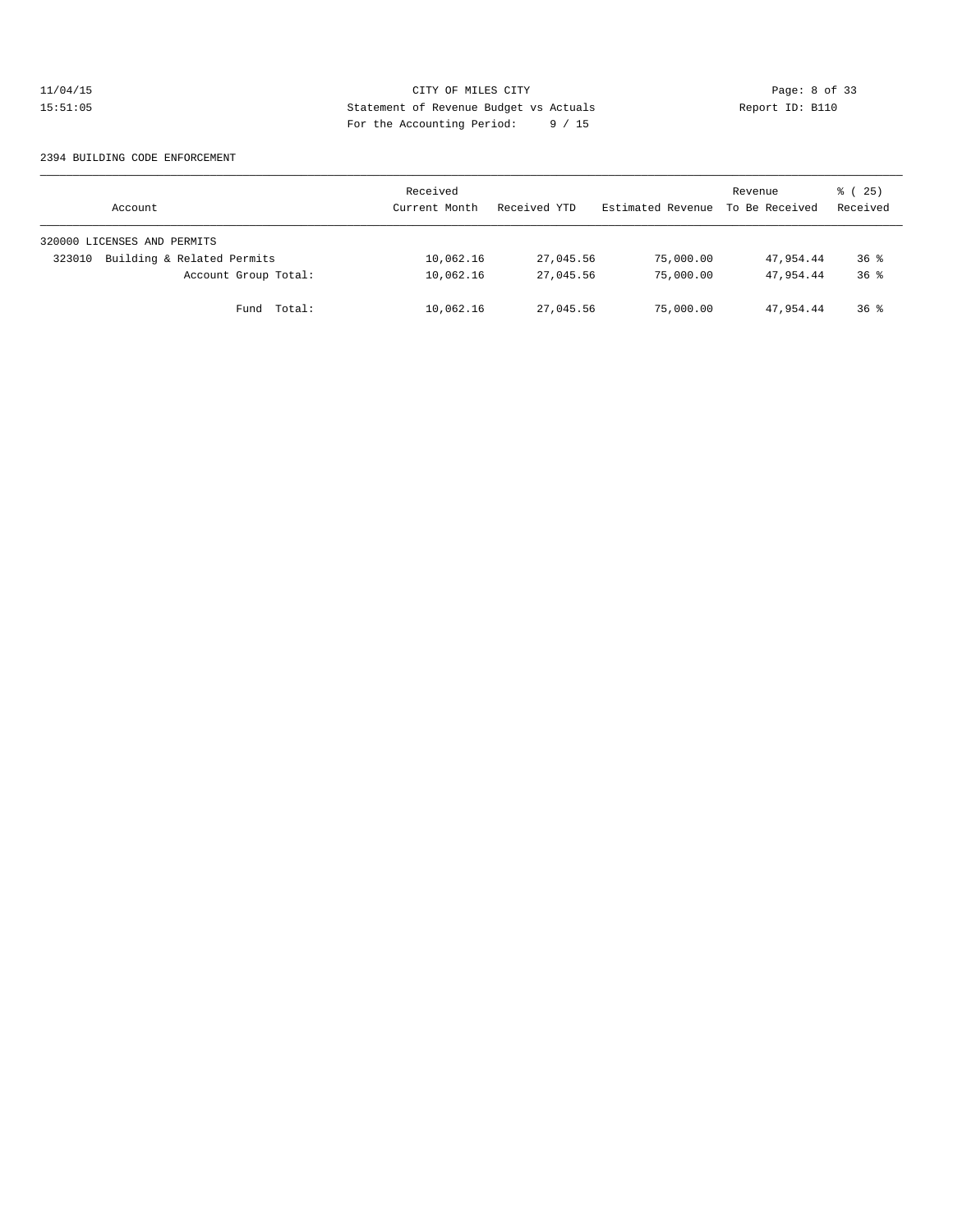CITY OF MILES CITY
Statement of Revenue Budget vs Actuals
For the Accounting Period: 9 / 15

11/04/15
15:51:05

Report ID: B110

2394 BUILDING CODE ENFORCEMENT

| Account | Received Current Month | Received YTD | Estimated Revenue | Revenue To Be Received | % ( 25) Received |
|---|---|---|---|---|---|
| 320000 LICENSES AND PERMITS | | | | | |
| 323010 Building & Related Permits | 10,062.16 | 27,045.56 | 75,000.00 | 47,954.44 | 36 % |
| Account Group Total: | 10,062.16 | 27,045.56 | 75,000.00 | 47,954.44 | 36 % |
| Fund Total: | 10,062.16 | 27,045.56 | 75,000.00 | 47,954.44 | 36 % |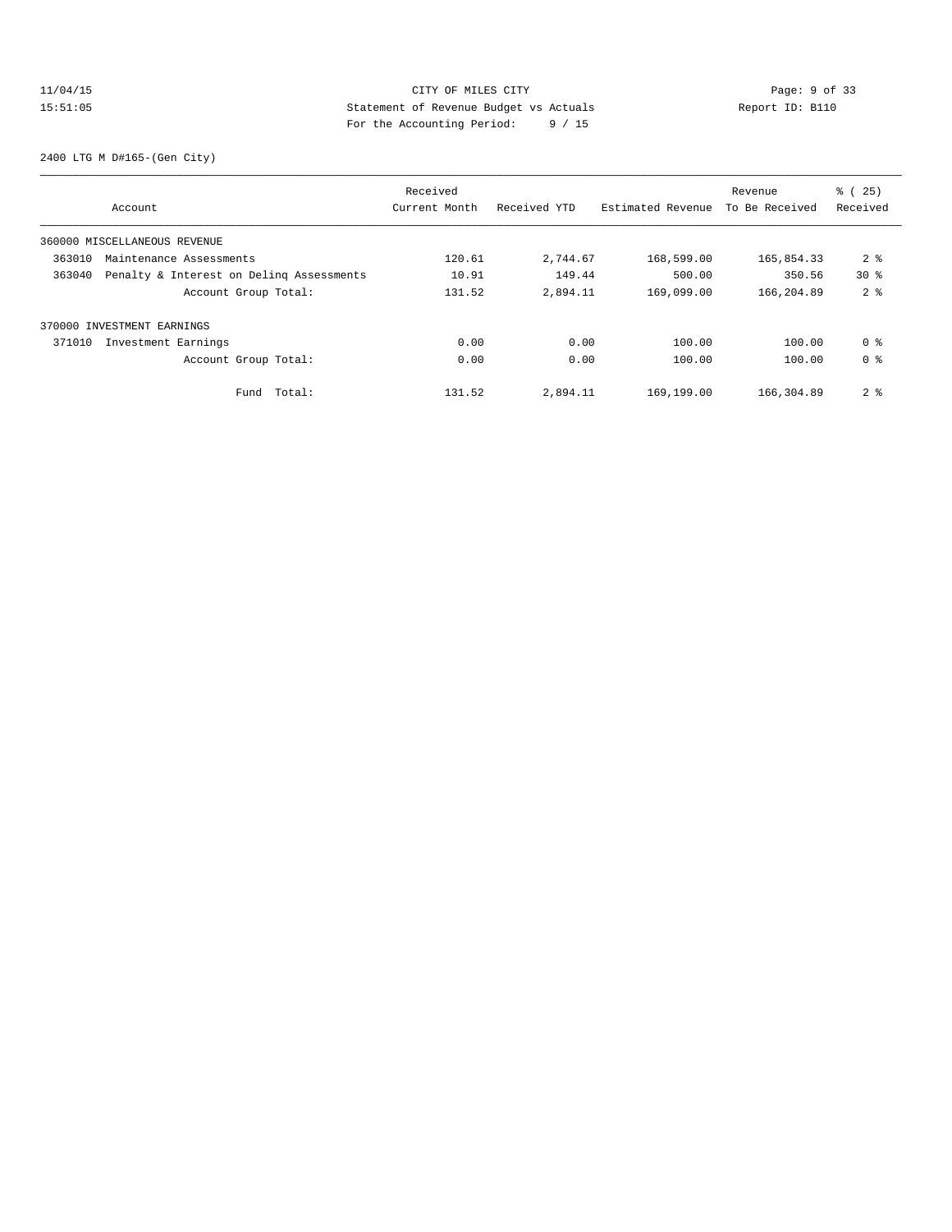CITY OF MILES CITY
Statement of Revenue Budget vs Actuals
For the Accounting Period: 9 / 15

11/04/15
15:51:05

Report ID: B110

2400 LTG M D#165-(Gen City)

| Account | Received Current Month | Received YTD | Estimated Revenue | Revenue To Be Received | % ( 25) Received |
|---|---|---|---|---|---|
| 360000 MISCELLANEOUS REVENUE | | | | | |
| 363010 Maintenance Assessments | 120.61 | 2,744.67 | 168,599.00 | 165,854.33 | 2 % |
| 363040 Penalty & Interest on Delinq Assessments | 10.91 | 149.44 | 500.00 | 350.56 | 30 % |
| Account Group Total: | 131.52 | 2,894.11 | 169,099.00 | 166,204.89 | 2 % |
| 370000 INVESTMENT EARNINGS | | | | | |
| 371010 Investment Earnings | 0.00 | 0.00 | 100.00 | 100.00 | 0 % |
| Account Group Total: | 0.00 | 0.00 | 100.00 | 100.00 | 0 % |
| Fund Total: | 131.52 | 2,894.11 | 169,199.00 | 166,304.89 | 2 % |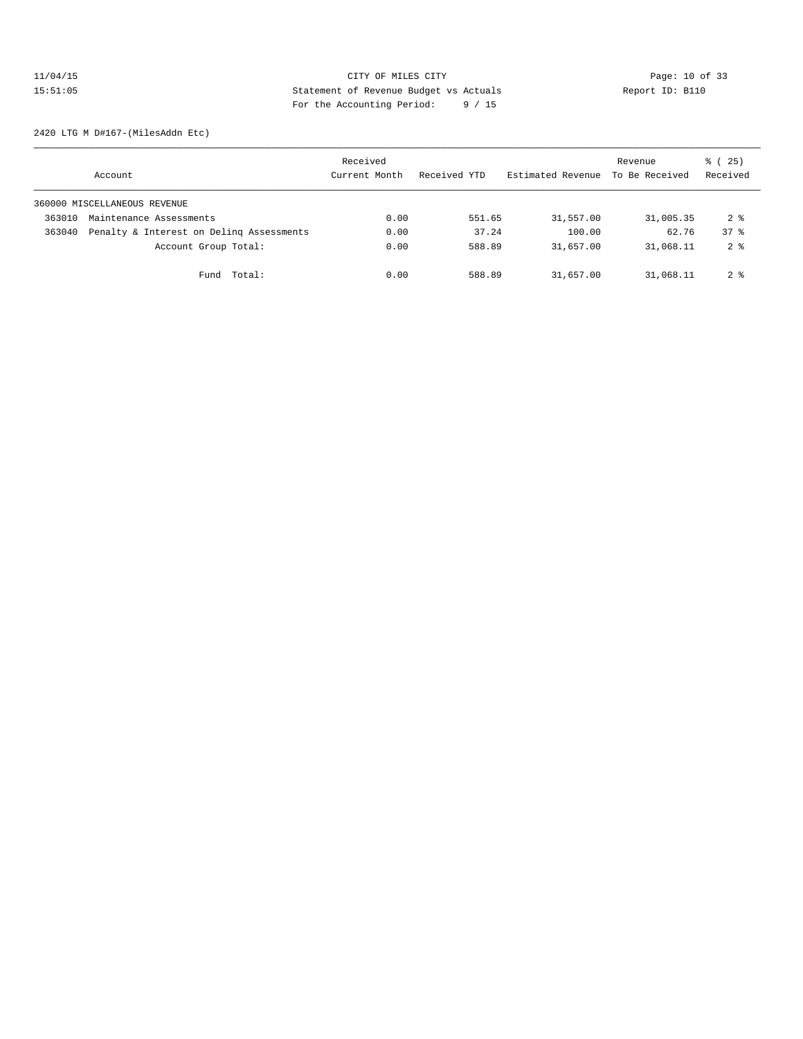CITY OF MILES CITY

Statement of Revenue Budget vs Actuals

For the Accounting Period: 9 / 15

11/04/15 15:51:05 — Report ID: B110

2420 LTG M D#167-(MilesAddn Etc)

| Account | | Received Current Month | Received YTD | Estimated Revenue | Revenue To Be Received | % ( 25) Received |
|---|---|---|---|---|---|---|
| 360000 MISCELLANEOUS REVENUE | | | | | | |
| 363010 | Maintenance Assessments | 0.00 | 551.65 | 31,557.00 | 31,005.35 | 2 % |
| 363040 | Penalty & Interest on Delinq Assessments | 0.00 | 37.24 | 100.00 | 62.76 | 37 % |
| | Account Group Total: | 0.00 | 588.89 | 31,657.00 | 31,068.11 | 2 % |
| | Fund Total: | 0.00 | 588.89 | 31,657.00 | 31,068.11 | 2 % |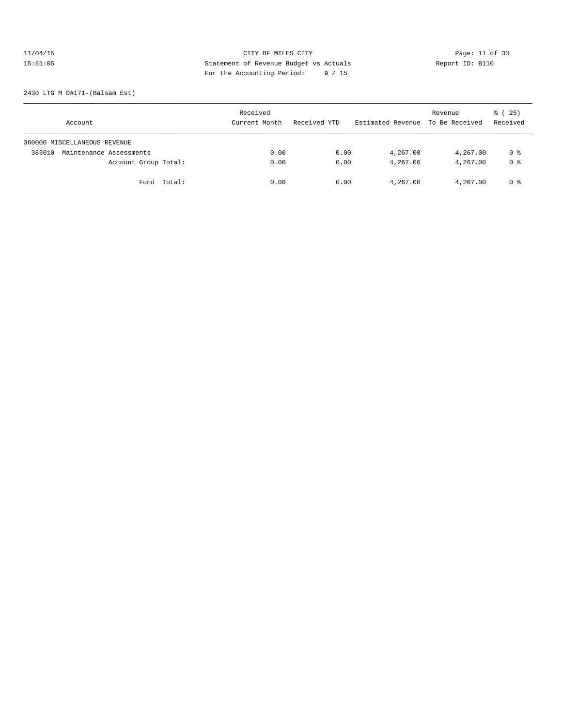CITY OF MILES CITY

Statement of Revenue Budget vs Actuals

For the Accounting Period: 9 / 15

11/04/15
15:51:05

Report ID: B110

2430 LTG M D#171-(Balsam Est)

| Account | Received Current Month | Received YTD | Estimated Revenue | Revenue To Be Received | % ( 25) Received |
|---|---|---|---|---|---|
| 360000 MISCELLANEOUS REVENUE | | | | | |
| 363010 Maintenance Assessments | 0.00 | 0.00 | 4,267.00 | 4,267.00 | 0 % |
| Account Group Total: | 0.00 | 0.00 | 4,267.00 | 4,267.00 | 0 % |
| Fund Total: | 0.00 | 0.00 | 4,267.00 | 4,267.00 | 0 % |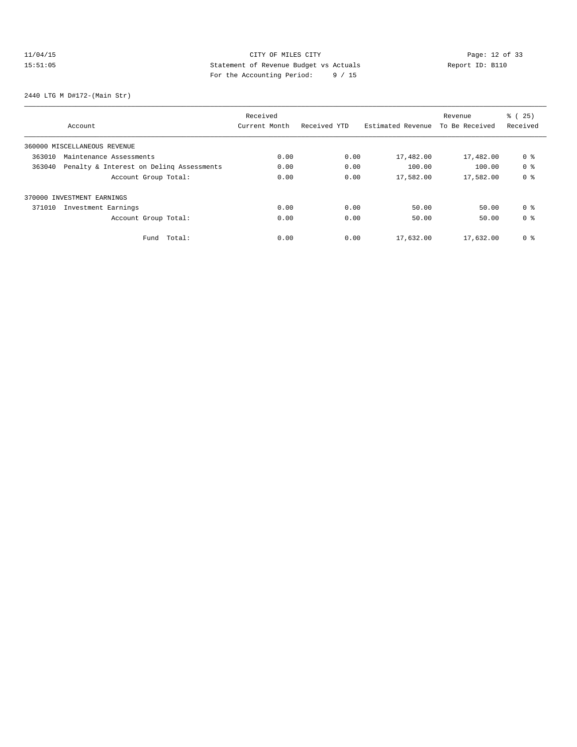CITY OF MILES CITY
Statement of Revenue Budget vs Actuals
For the Accounting Period: 9 / 15

11/04/15
15:51:05

Report ID: B110

2440 LTG M D#172-(Main Str)

| Account | Received Current Month | Received YTD | Estimated Revenue | Revenue To Be Received | % ( 25) Received |
|---|---|---|---|---|---|
| 360000 MISCELLANEOUS REVENUE | | | | | |
| 363010 Maintenance Assessments | 0.00 | 0.00 | 17,482.00 | 17,482.00 | 0 % |
| 363040 Penalty & Interest on Delinq Assessments | 0.00 | 0.00 | 100.00 | 100.00 | 0 % |
| Account Group Total: | 0.00 | 0.00 | 17,582.00 | 17,582.00 | 0 % |
| 370000 INVESTMENT EARNINGS | | | | | |
| 371010 Investment Earnings | 0.00 | 0.00 | 50.00 | 50.00 | 0 % |
| Account Group Total: | 0.00 | 0.00 | 50.00 | 50.00 | 0 % |
| Fund Total: | 0.00 | 0.00 | 17,632.00 | 17,632.00 | 0 % |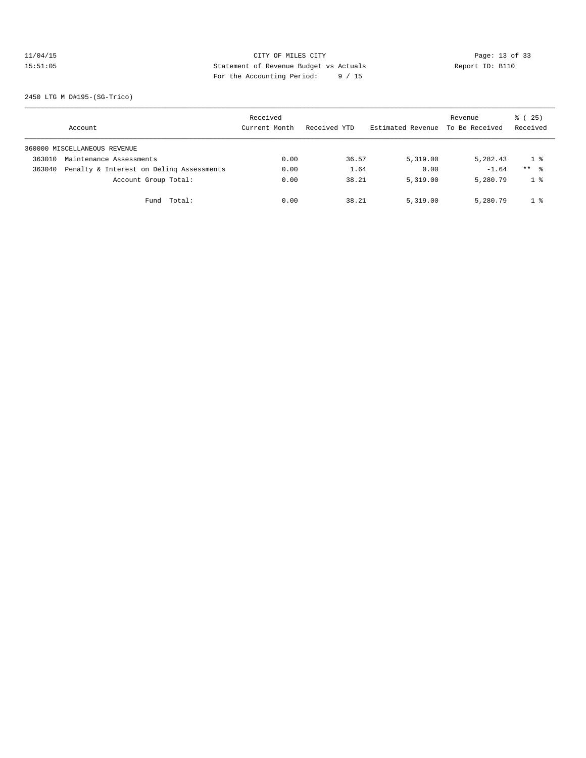CITY OF MILES CITY
Statement of Revenue Budget vs Actuals
For the Accounting Period: 9 / 15

11/04/15
15:51:05

Report ID: B110

2450 LTG M D#195-(SG-Trico)

| Account | Received Current Month | Received YTD | Estimated Revenue | Revenue To Be Received | % ( 25) Received |
|---|---|---|---|---|---|
| 360000 MISCELLANEOUS REVENUE | | | | | |
| 363010 Maintenance Assessments | 0.00 | 36.57 | 5,319.00 | 5,282.43 | 1 % |
| 363040 Penalty & Interest on Delinq Assessments | 0.00 | 1.64 | 0.00 | -1.64 | ** % |
| Account Group Total: | 0.00 | 38.21 | 5,319.00 | 5,280.79 | 1 % |
| Fund Total: | 0.00 | 38.21 | 5,319.00 | 5,280.79 | 1 % |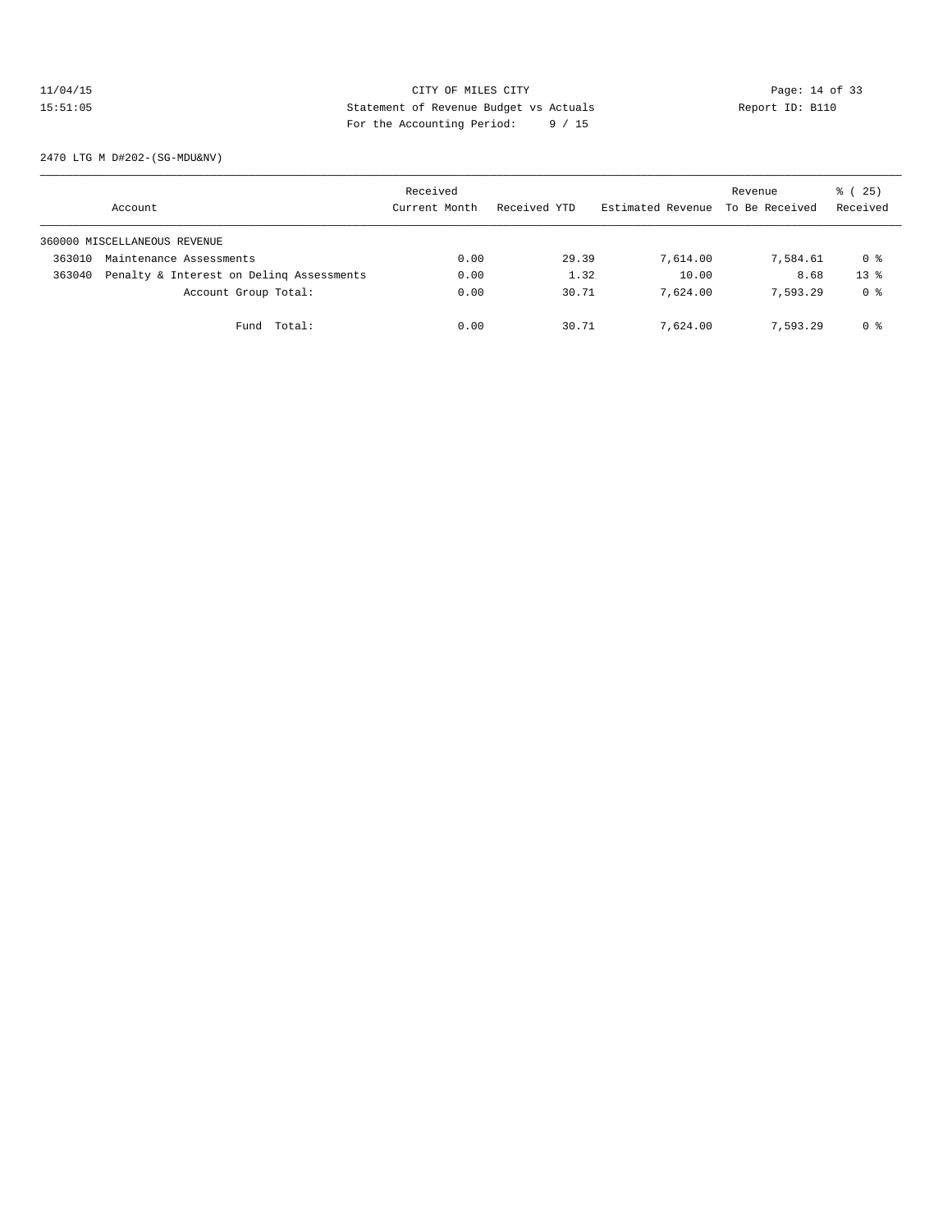CITY OF MILES CITY
Statement of Revenue Budget vs Actuals
For the Accounting Period: 9 / 15

11/04/15
15:51:05

Report ID: B110

2470 LTG M D#202-(SG-MDU&NV)

| Account | | Received Current Month | Received YTD | Estimated Revenue | Revenue To Be Received | % ( 25) Received |
|---|---|---|---|---|---|---|
| 360000 MISCELLANEOUS REVENUE | | | | | | |
| 363010 | Maintenance Assessments | 0.00 | 29.39 | 7,614.00 | 7,584.61 | 0 % |
| 363040 | Penalty & Interest on Delinq Assessments | 0.00 | 1.32 | 10.00 | 8.68 | 13 % |
| | Account Group Total: | 0.00 | 30.71 | 7,624.00 | 7,593.29 | 0 % |
| | Fund Total: | 0.00 | 30.71 | 7,624.00 | 7,593.29 | 0 % |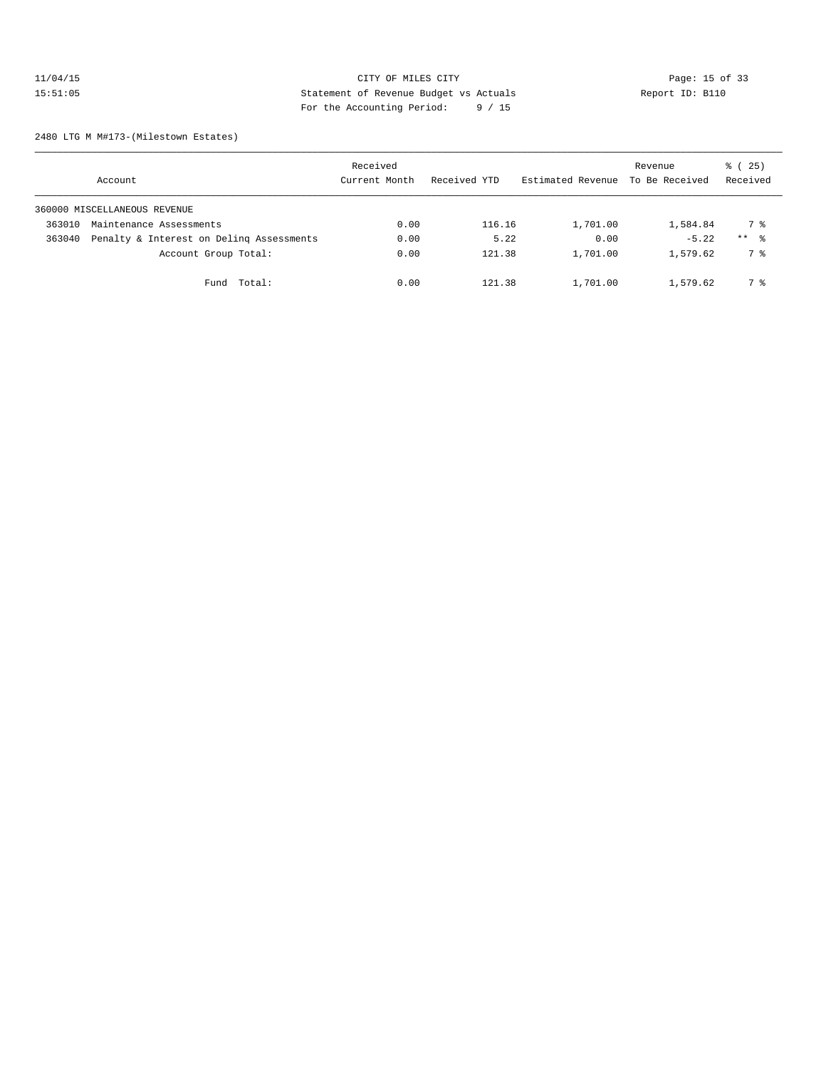CITY OF MILES CITY
Statement of Revenue Budget vs Actuals
For the Accounting Period: 9 / 15

11/04/15
15:51:05

Report ID: B110

2480 LTG M M#173-(Milestown Estates)

| Account | | Received Current Month | Received YTD | Estimated Revenue | Revenue To Be Received | % ( 25) Received |
|---|---|---|---|---|---|---|
| 360000 MISCELLANEOUS REVENUE | | | | | | |
| 363010 | Maintenance Assessments | 0.00 | 116.16 | 1,701.00 | 1,584.84 | 7 % |
| 363040 | Penalty & Interest on Delinq Assessments | 0.00 | 5.22 | 0.00 | -5.22 | ** % |
| | Account Group Total: | 0.00 | 121.38 | 1,701.00 | 1,579.62 | 7 % |
| | Fund Total: | 0.00 | 121.38 | 1,701.00 | 1,579.62 | 7 % |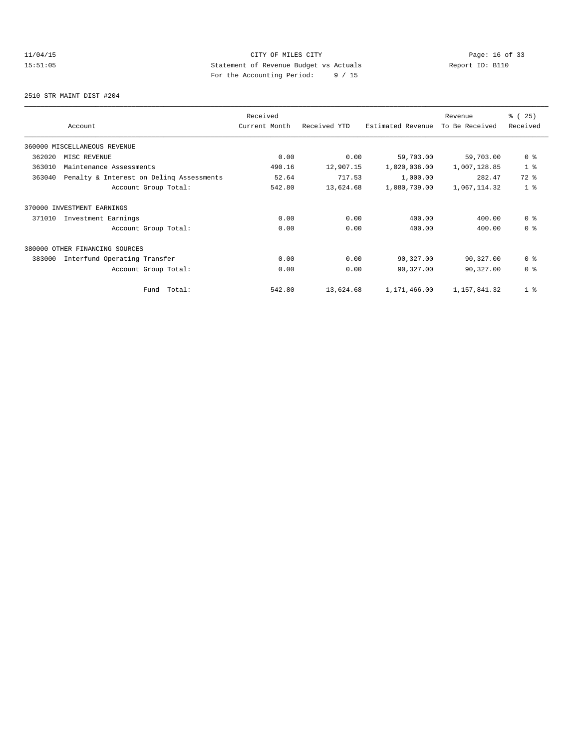CITY OF MILES CITY
Statement of Revenue Budget vs Actuals
For the Accounting Period: 9 / 15

11/04/15
15:51:05

Report ID: B110

2510 STR MAINT DIST #204

| Account | Received Current Month | Received YTD | Estimated Revenue | Revenue To Be Received | % ( 25) Received |
|---|---|---|---|---|---|
| 360000 MISCELLANEOUS REVENUE | | | | | |
| 362020 MISC REVENUE | 0.00 | 0.00 | 59,703.00 | 59,703.00 | 0 % |
| 363010 Maintenance Assessments | 490.16 | 12,907.15 | 1,020,036.00 | 1,007,128.85 | 1 % |
| 363040 Penalty & Interest on Delinq Assessments | 52.64 | 717.53 | 1,000.00 | 282.47 | 72 % |
| Account Group Total: | 542.80 | 13,624.68 | 1,080,739.00 | 1,067,114.32 | 1 % |
| 370000 INVESTMENT EARNINGS | | | | | |
| 371010 Investment Earnings | 0.00 | 0.00 | 400.00 | 400.00 | 0 % |
| Account Group Total: | 0.00 | 0.00 | 400.00 | 400.00 | 0 % |
| 380000 OTHER FINANCING SOURCES | | | | | |
| 383000 Interfund Operating Transfer | 0.00 | 0.00 | 90,327.00 | 90,327.00 | 0 % |
| Account Group Total: | 0.00 | 0.00 | 90,327.00 | 90,327.00 | 0 % |
| Fund Total: | 542.80 | 13,624.68 | 1,171,466.00 | 1,157,841.32 | 1 % |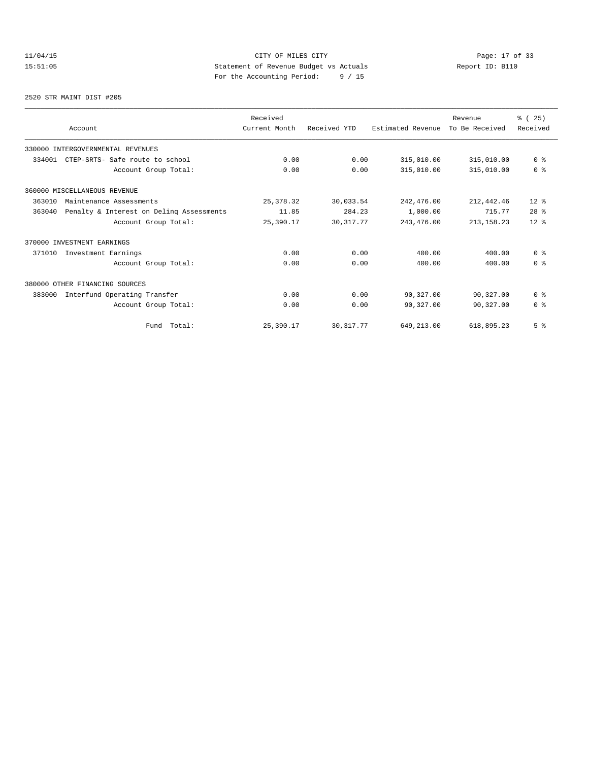CITY OF MILES CITY
Statement of Revenue Budget vs Actuals
For the Accounting Period: 9 / 15

2520 STR MAINT DIST #205

| Account | Received Current Month | Received YTD | Estimated Revenue | Revenue To Be Received | % ( 25) Received |
|---|---|---|---|---|---|
| 330000 INTERGOVERNMENTAL REVENUES | | | | | |
| 334001 CTEP-SRTS- Safe route to school | 0.00 | 0.00 | 315,010.00 | 315,010.00 | 0 % |
| Account Group Total: | 0.00 | 0.00 | 315,010.00 | 315,010.00 | 0 % |
| 360000 MISCELLANEOUS REVENUE | | | | | |
| 363010 Maintenance Assessments | 25,378.32 | 30,033.54 | 242,476.00 | 212,442.46 | 12 % |
| 363040 Penalty & Interest on Delinq Assessments | 11.85 | 284.23 | 1,000.00 | 715.77 | 28 % |
| Account Group Total: | 25,390.17 | 30,317.77 | 243,476.00 | 213,158.23 | 12 % |
| 370000 INVESTMENT EARNINGS | | | | | |
| 371010 Investment Earnings | 0.00 | 0.00 | 400.00 | 400.00 | 0 % |
| Account Group Total: | 0.00 | 0.00 | 400.00 | 400.00 | 0 % |
| 380000 OTHER FINANCING SOURCES | | | | | |
| 383000 Interfund Operating Transfer | 0.00 | 0.00 | 90,327.00 | 90,327.00 | 0 % |
| Account Group Total: | 0.00 | 0.00 | 90,327.00 | 90,327.00 | 0 % |
| Fund Total: | 25,390.17 | 30,317.77 | 649,213.00 | 618,895.23 | 5 % |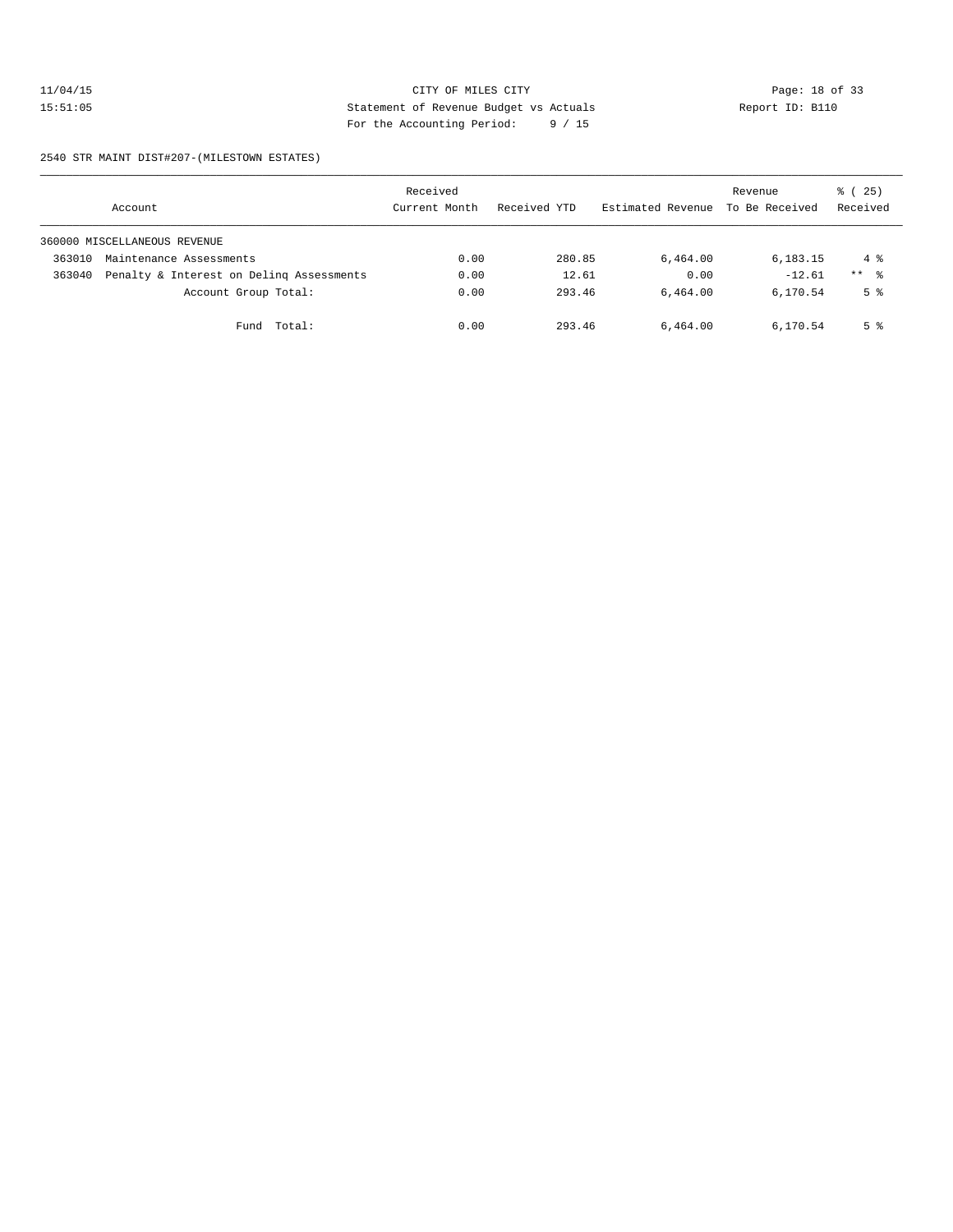CITY OF MILES CITY
Statement of Revenue Budget vs Actuals
For the Accounting Period: 9 / 15

11/04/15
15:51:05

Report ID: B110

2540 STR MAINT DIST#207-(MILESTOWN ESTATES)

| Account | Received Current Month | Received YTD | Estimated Revenue | Revenue To Be Received | % ( 25) Received |
|---|---|---|---|---|---|
| 360000 MISCELLANEOUS REVENUE | | | | | |
| 363010 Maintenance Assessments | 0.00 | 280.85 | 6,464.00 | 6,183.15 | 4 % |
| 363040 Penalty & Interest on Delinq Assessments | 0.00 | 12.61 | 0.00 | -12.61 | ** % |
| Account Group Total: | 0.00 | 293.46 | 6,464.00 | 6,170.54 | 5 % |
| Fund Total: | 0.00 | 293.46 | 6,464.00 | 6,170.54 | 5 % |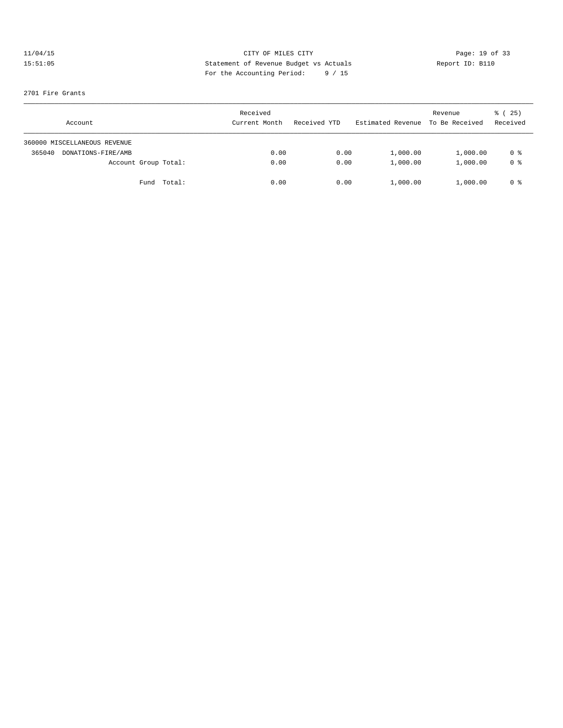CITY OF MILES CITY
Statement of Revenue Budget vs Actuals
For the Accounting Period: 9 / 15

11/04/15
15:51:05

Report ID: B110

2701 Fire Grants

| Account | Received Current Month | Received YTD | Estimated Revenue | Revenue To Be Received | % ( 25) Received |
|---|---|---|---|---|---|
| 360000 MISCELLANEOUS REVENUE | | | | | |
| 365040 DONATIONS-FIRE/AMB | 0.00 | 0.00 | 1,000.00 | 1,000.00 | 0 % |
| Account Group Total: | 0.00 | 0.00 | 1,000.00 | 1,000.00 | 0 % |
| Fund Total: | 0.00 | 0.00 | 1,000.00 | 1,000.00 | 0 % |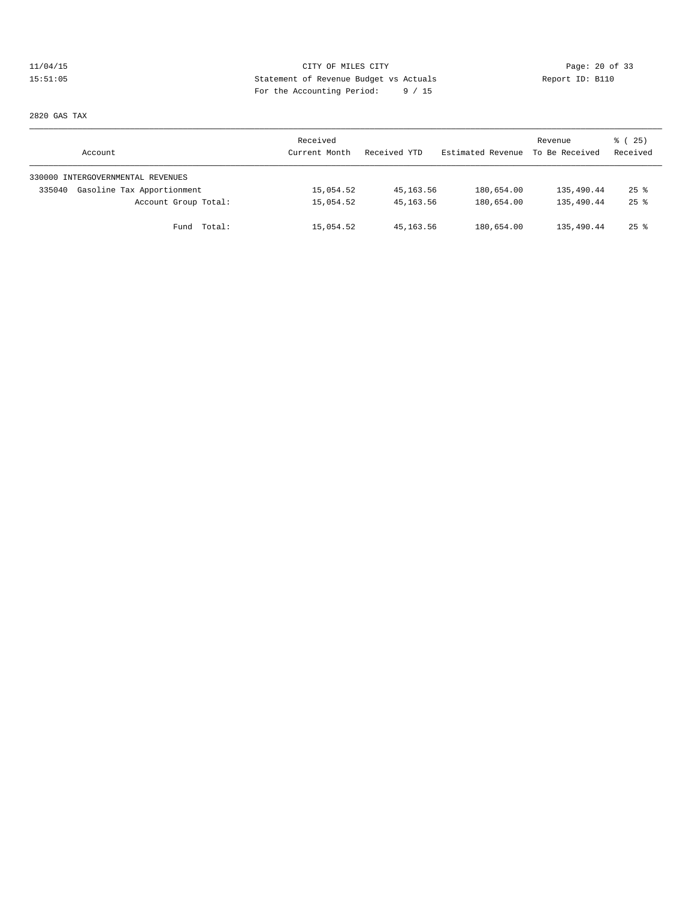CITY OF MILES CITY
Statement of Revenue Budget vs Actuals
For the Accounting Period: 9 / 15

11/04/15
15:51:05

Report ID: B110

2820 GAS TAX

| Account | Received Current Month | Received YTD | Estimated Revenue | Revenue To Be Received | % ( 25) Received |
|---|---|---|---|---|---|
| 330000 INTERGOVERNMENTAL REVENUES | | | | | |
| 335040 Gasoline Tax Apportionment | 15,054.52 | 45,163.56 | 180,654.00 | 135,490.44 | 25 % |
| Account Group Total: | 15,054.52 | 45,163.56 | 180,654.00 | 135,490.44 | 25 % |
| Fund Total: | 15,054.52 | 45,163.56 | 180,654.00 | 135,490.44 | 25 % |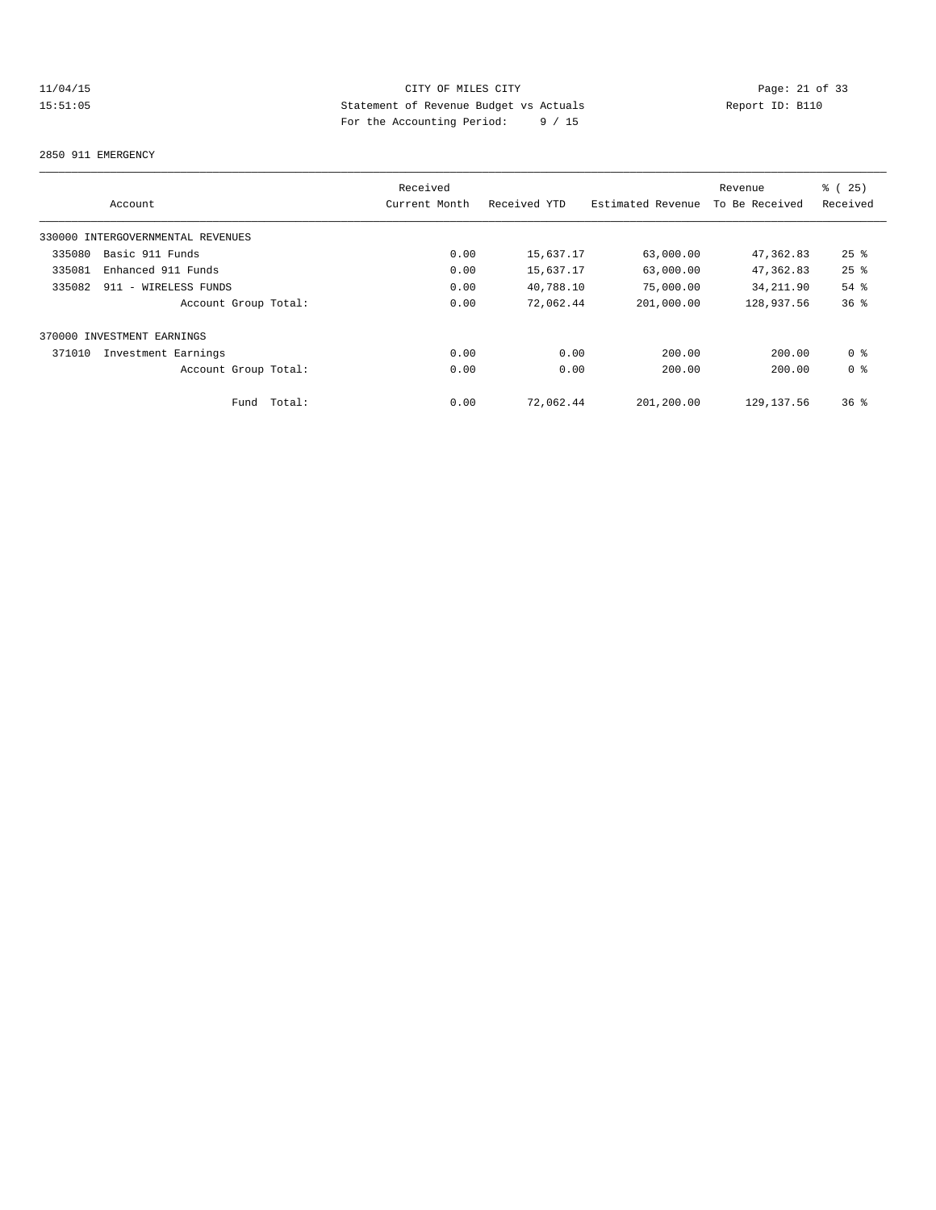11/04/15 CITY OF MILES CITY
15:51:05 Statement of Revenue Budget vs Actuals Report ID: B110
For the Accounting Period: 9 / 15

2850 911 EMERGENCY

| Account | Received Current Month | Received YTD | Estimated Revenue | Revenue To Be Received | % ( 25) Received |
|---|---|---|---|---|---|
| 330000 INTERGOVERNMENTAL REVENUES | | | | | |
| 335080 Basic 911 Funds | 0.00 | 15,637.17 | 63,000.00 | 47,362.83 | 25 % |
| 335081 Enhanced 911 Funds | 0.00 | 15,637.17 | 63,000.00 | 47,362.83 | 25 % |
| 335082 911 - WIRELESS FUNDS | 0.00 | 40,788.10 | 75,000.00 | 34,211.90 | 54 % |
| Account Group Total: | 0.00 | 72,062.44 | 201,000.00 | 128,937.56 | 36 % |
| 370000 INVESTMENT EARNINGS | | | | | |
| 371010 Investment Earnings | 0.00 | 0.00 | 200.00 | 200.00 | 0 % |
| Account Group Total: | 0.00 | 0.00 | 200.00 | 200.00 | 0 % |
| Fund Total: | 0.00 | 72,062.44 | 201,200.00 | 129,137.56 | 36 % |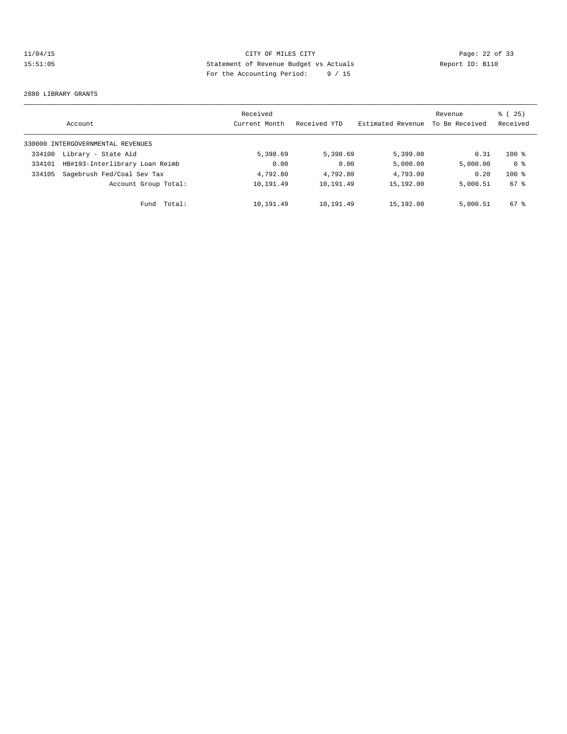11/04/15 CITY OF MILES CITY
15:51:05 Statement of Revenue Budget vs Actuals Report ID: B110
For the Accounting Period: 9 / 15

2880 LIBRARY GRANTS

| Account | | Received Current Month | Received YTD | Estimated Revenue | Revenue To Be Received | % ( 25) Received |
|---|---|---|---|---|---|---|
| 330000 INTERGOVERNMENTAL REVENUES | | | | | | |
| 334100 | Library - State Aid | 5,398.69 | 5,398.69 | 5,399.00 | 0.31 | 100 % |
| 334101 | HB#193-Interlibrary Loan Reimb | 0.00 | 0.00 | 5,000.00 | 5,000.00 | 0 % |
| 334105 | Sagebrush Fed/Coal Sev Tax | 4,792.80 | 4,792.80 | 4,793.00 | 0.20 | 100 % |
| | Account Group Total: | 10,191.49 | 10,191.49 | 15,192.00 | 5,000.51 | 67 % |
| | Fund Total: | 10,191.49 | 10,191.49 | 15,192.00 | 5,000.51 | 67 % |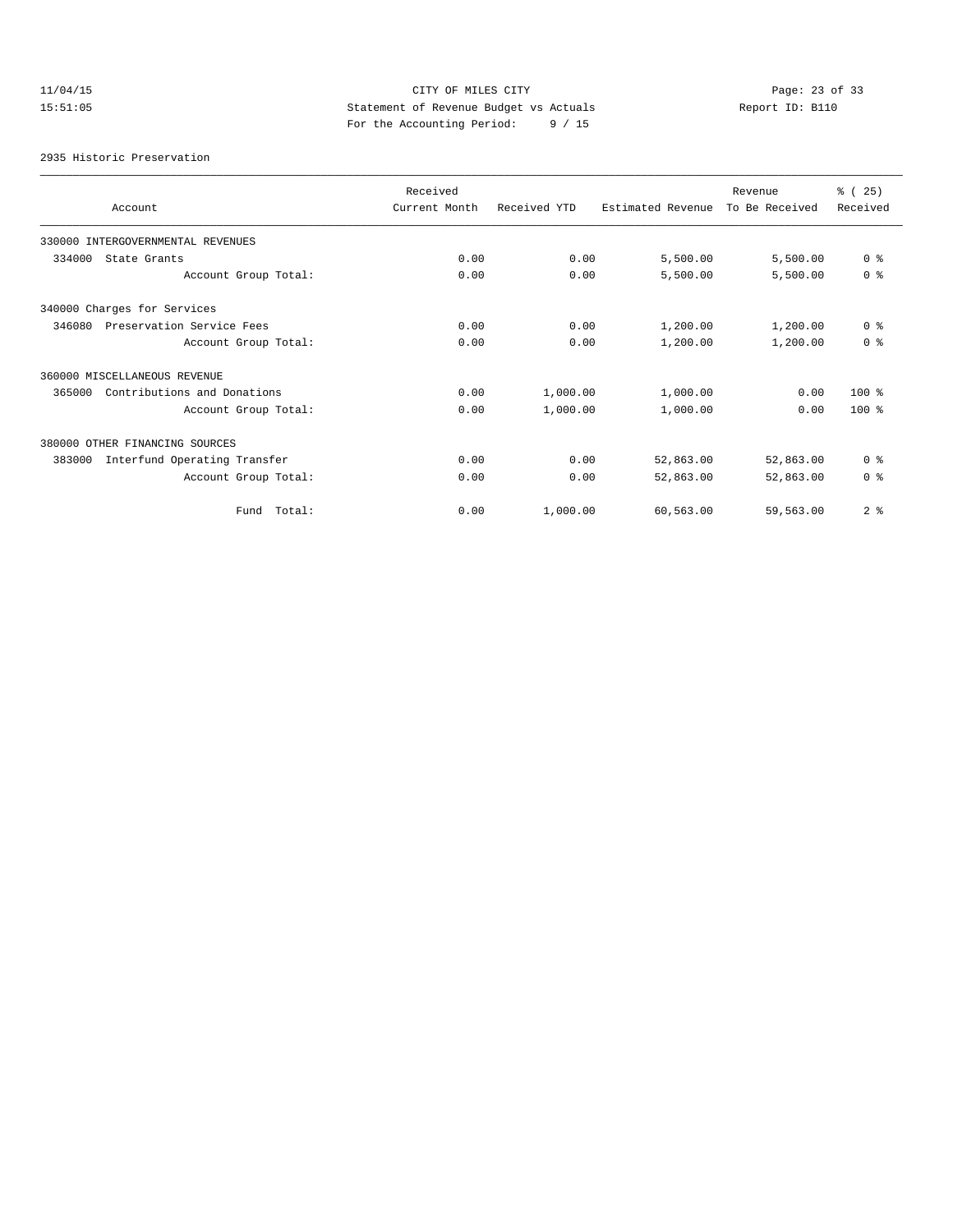11/04/15 CITY OF MILES CITY

15:51:05 Statement of Revenue Budget vs Actuals Report ID: B110

For the Accounting Period: 9 / 15

2935 Historic Preservation

| Account | Received Current Month | Received YTD | Estimated Revenue | Revenue To Be Received | % ( 25) Received |
|---|---|---|---|---|---|
| 330000 INTERGOVERNMENTAL REVENUES | | | | | |
| 334000 State Grants | 0.00 | 0.00 | 5,500.00 | 5,500.00 | 0 % |
| Account Group Total: | 0.00 | 0.00 | 5,500.00 | 5,500.00 | 0 % |
| 340000 Charges for Services | | | | | |
| 346080 Preservation Service Fees | 0.00 | 0.00 | 1,200.00 | 1,200.00 | 0 % |
| Account Group Total: | 0.00 | 0.00 | 1,200.00 | 1,200.00 | 0 % |
| 360000 MISCELLANEOUS REVENUE | | | | | |
| 365000 Contributions and Donations | 0.00 | 1,000.00 | 1,000.00 | 0.00 | 100 % |
| Account Group Total: | 0.00 | 1,000.00 | 1,000.00 | 0.00 | 100 % |
| 380000 OTHER FINANCING SOURCES | | | | | |
| 383000 Interfund Operating Transfer | 0.00 | 0.00 | 52,863.00 | 52,863.00 | 0 % |
| Account Group Total: | 0.00 | 0.00 | 52,863.00 | 52,863.00 | 0 % |
| Fund Total: | 0.00 | 1,000.00 | 60,563.00 | 59,563.00 | 2 % |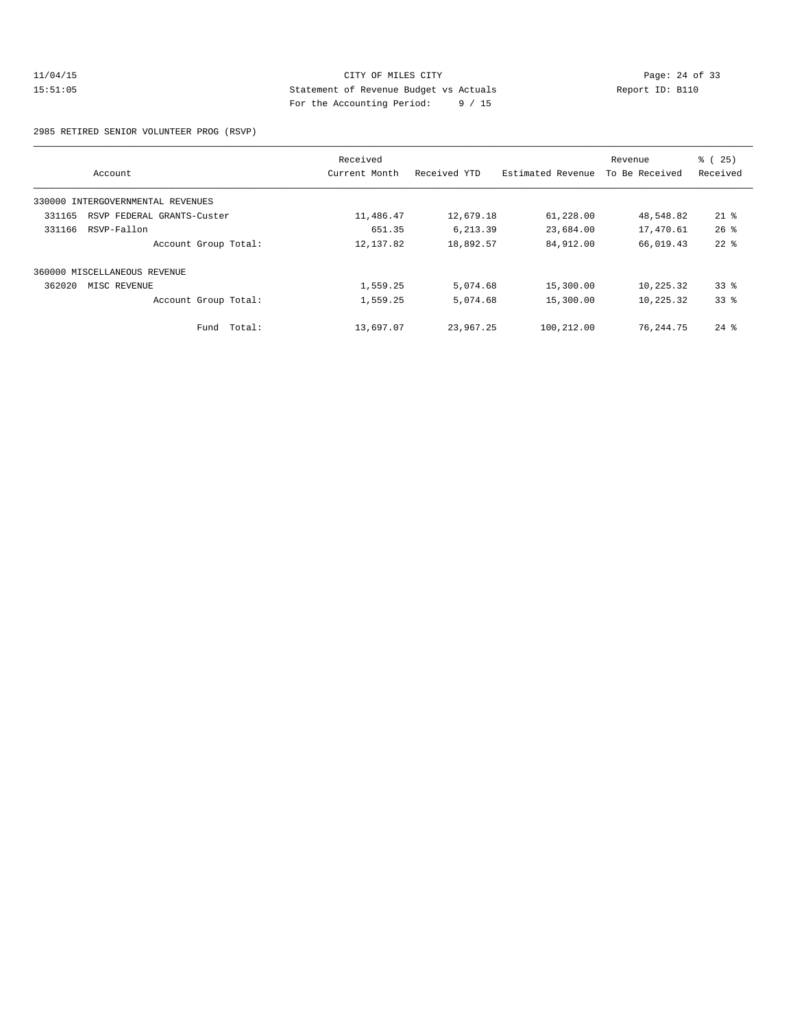CITY OF MILES CITY
Statement of Revenue Budget vs Actuals
For the Accounting Period: 9 / 15

11/04/15
15:51:05

Report ID: B110

2985 RETIRED SENIOR VOLUNTEER PROG (RSVP)

| Account | Received Current Month | Received YTD | Estimated Revenue | Revenue To Be Received | % ( 25) Received |
|---|---|---|---|---|---|
| 330000 INTERGOVERNMENTAL REVENUES | | | | | |
| 331165 RSVP FEDERAL GRANTS-Custer | 11,486.47 | 12,679.18 | 61,228.00 | 48,548.82 | 21 % |
| 331166 RSVP-Fallon | 651.35 | 6,213.39 | 23,684.00 | 17,470.61 | 26 % |
| Account Group Total: | 12,137.82 | 18,892.57 | 84,912.00 | 66,019.43 | 22 % |
| 360000 MISCELLANEOUS REVENUE | | | | | |
| 362020 MISC REVENUE | 1,559.25 | 5,074.68 | 15,300.00 | 10,225.32 | 33 % |
| Account Group Total: | 1,559.25 | 5,074.68 | 15,300.00 | 10,225.32 | 33 % |
| Fund Total: | 13,697.07 | 23,967.25 | 100,212.00 | 76,244.75 | 24 % |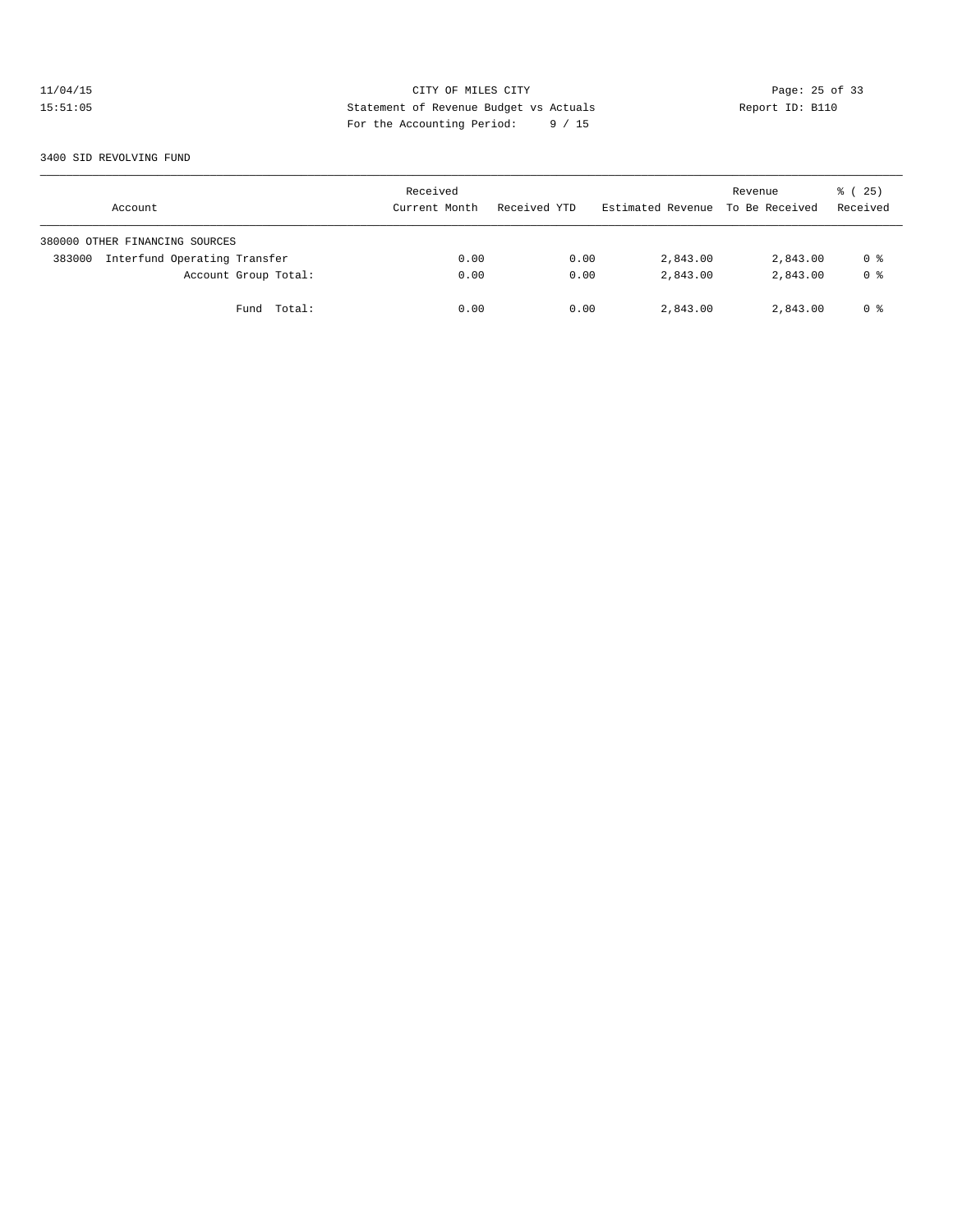CITY OF MILES CITY
Statement of Revenue Budget vs Actuals
For the Accounting Period: 9 / 15

11/04/15
15:51:05

Report ID: B110

3400 SID REVOLVING FUND

| Account | Received Current Month | Received YTD | Estimated Revenue | Revenue To Be Received | % ( 25) Received |
|---|---|---|---|---|---|
| 380000 OTHER FINANCING SOURCES | | | | | |
| 383000 Interfund Operating Transfer | 0.00 | 0.00 | 2,843.00 | 2,843.00 | 0 % |
| Account Group Total: | 0.00 | 0.00 | 2,843.00 | 2,843.00 | 0 % |
| Fund Total: | 0.00 | 0.00 | 2,843.00 | 2,843.00 | 0 % |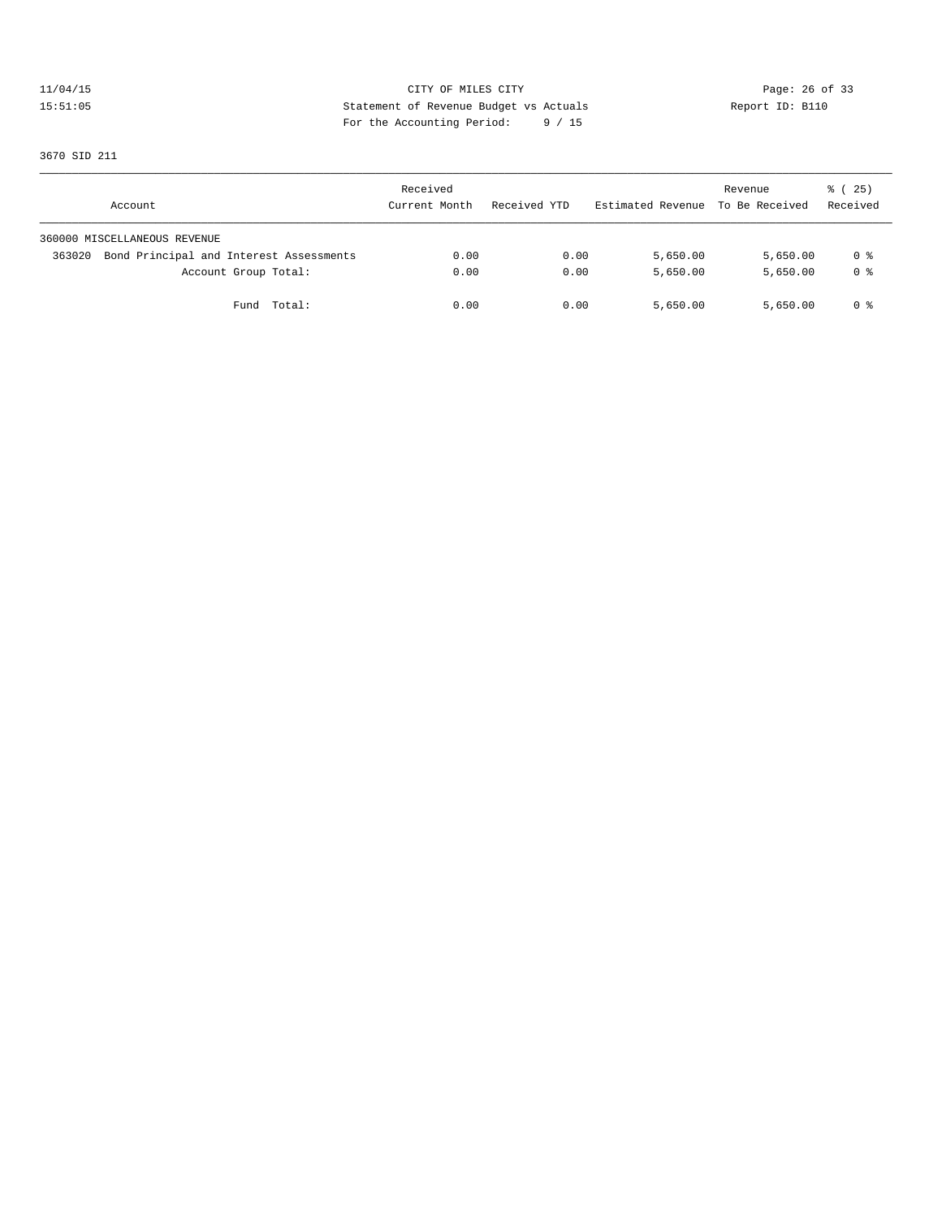11/04/15 CITY OF MILES CITY
15:51:05 Statement of Revenue Budget vs Actuals Report ID: B110
For the Accounting Period: 9 / 15

3670 SID 211

| Account | Received Current Month | Received YTD | Estimated Revenue | Revenue To Be Received | % ( 25) Received |
|---|---|---|---|---|---|
| 360000 MISCELLANEOUS REVENUE | | | | | |
| 363020 Bond Principal and Interest Assessments | 0.00 | 0.00 | 5,650.00 | 5,650.00 | 0 % |
| Account Group Total: | 0.00 | 0.00 | 5,650.00 | 5,650.00 | 0 % |
| Fund Total: | 0.00 | 0.00 | 5,650.00 | 5,650.00 | 0 % |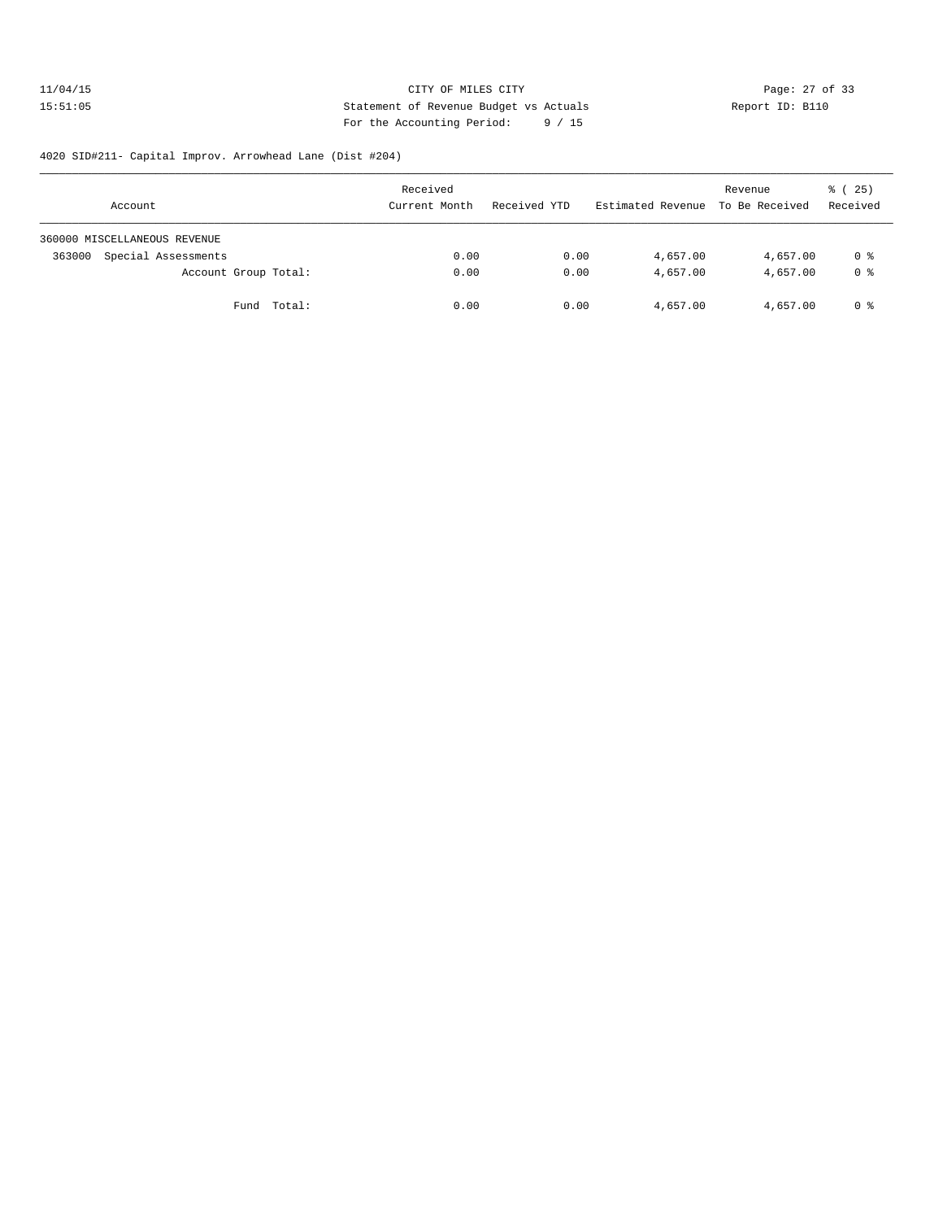CITY OF MILES CITY
Statement of Revenue Budget vs Actuals
For the Accounting Period: 9 / 15

11/04/15
15:51:05

Report ID: B110

4020 SID#211- Capital Improv. Arrowhead Lane (Dist #204)

| Account | Received Current Month | Received YTD | Estimated Revenue | Revenue To Be Received | % ( 25) Received |
|---|---|---|---|---|---|
| 360000 MISCELLANEOUS REVENUE | | | | | |
| 363000 Special Assessments | 0.00 | 0.00 | 4,657.00 | 4,657.00 | 0 % |
| Account Group Total: | 0.00 | 0.00 | 4,657.00 | 4,657.00 | 0 % |
| Fund Total: | 0.00 | 0.00 | 4,657.00 | 4,657.00 | 0 % |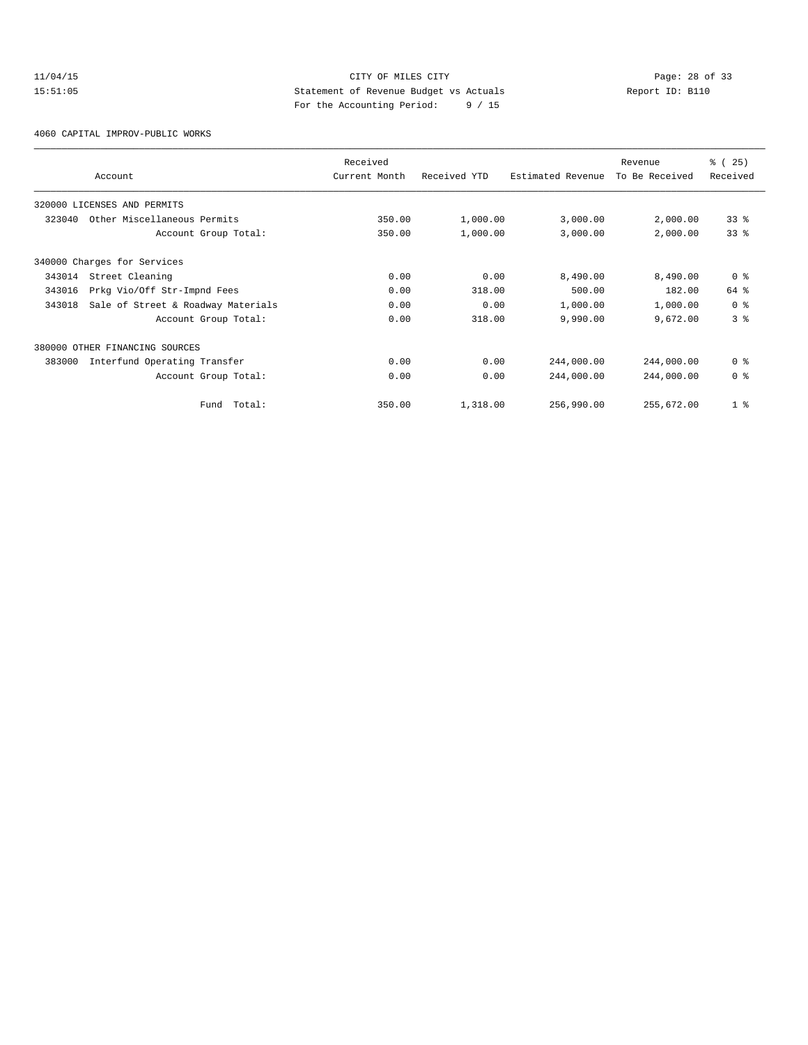# CITY OF MILES CITY

Statement of Revenue Budget vs Actuals

For the Accounting Period: 9 / 15

11/04/15 15:51:05 Report ID: B110

## 4060 CAPITAL IMPROV-PUBLIC WORKS

| Account | Received Current Month | Received YTD | Estimated Revenue | Revenue To Be Received | % ( 25) Received |
|---|---|---|---|---|---|
| 320000 LICENSES AND PERMITS | | | | | |
| 323040 Other Miscellaneous Permits | 350.00 | 1,000.00 | 3,000.00 | 2,000.00 | 33 % |
| Account Group Total: | 350.00 | 1,000.00 | 3,000.00 | 2,000.00 | 33 % |
| 340000 Charges for Services | | | | | |
| 343014 Street Cleaning | 0.00 | 0.00 | 8,490.00 | 8,490.00 | 0 % |
| 343016 Prkg Vio/Off Str-Impnd Fees | 0.00 | 318.00 | 500.00 | 182.00 | 64 % |
| 343018 Sale of Street & Roadway Materials | 0.00 | 0.00 | 1,000.00 | 1,000.00 | 0 % |
| Account Group Total: | 0.00 | 318.00 | 9,990.00 | 9,672.00 | 3 % |
| 380000 OTHER FINANCING SOURCES | | | | | |
| 383000 Interfund Operating Transfer | 0.00 | 0.00 | 244,000.00 | 244,000.00 | 0 % |
| Account Group Total: | 0.00 | 0.00 | 244,000.00 | 244,000.00 | 0 % |
| Fund Total: | 350.00 | 1,318.00 | 256,990.00 | 255,672.00 | 1 % |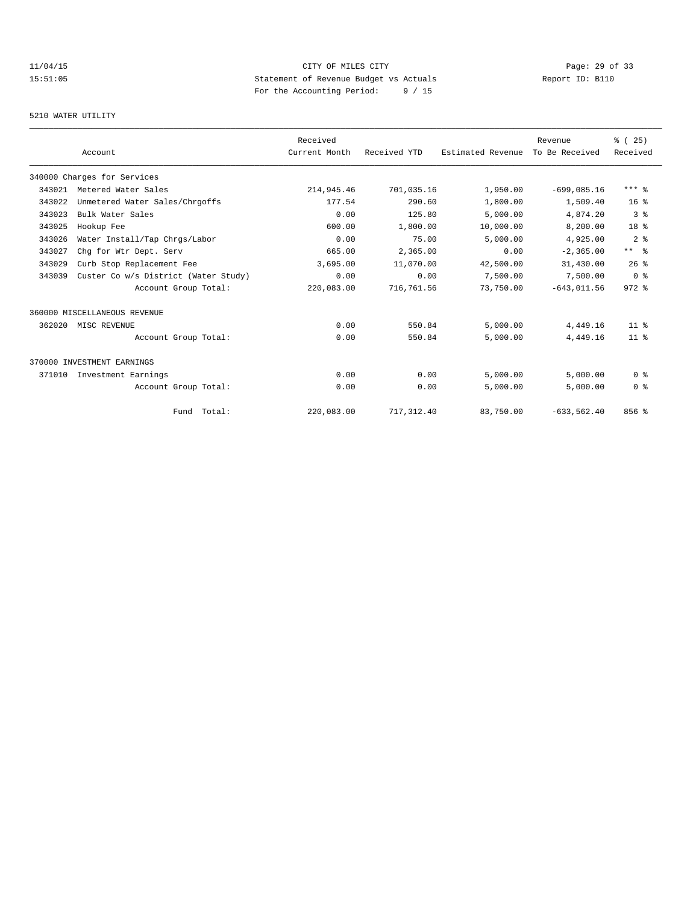CITY OF MILES CITY
Statement of Revenue Budget vs Actuals
For the Accounting Period: 9 / 15

11/04/15
15:51:05

Report ID: B110

5210 WATER UTILITY

| Account | | Received Current Month | Received YTD | Estimated Revenue | Revenue To Be Received | % ( 25) Received |
|---|---|---|---|---|---|---|
| 340000 Charges for Services | | | | | | |
| 343021 | Metered Water Sales | 214,945.46 | 701,035.16 | 1,950.00 | -699,085.16 | *** % |
| 343022 | Unmetered Water Sales/Chrgoffs | 177.54 | 290.60 | 1,800.00 | 1,509.40 | 16 % |
| 343023 | Bulk Water Sales | 0.00 | 125.80 | 5,000.00 | 4,874.20 | 3 % |
| 343025 | Hookup Fee | 600.00 | 1,800.00 | 10,000.00 | 8,200.00 | 18 % |
| 343026 | Water Install/Tap Chrgs/Labor | 0.00 | 75.00 | 5,000.00 | 4,925.00 | 2 % |
| 343027 | Chg for Wtr Dept. Serv | 665.00 | 2,365.00 | 0.00 | -2,365.00 | ** % |
| 343029 | Curb Stop Replacement Fee | 3,695.00 | 11,070.00 | 42,500.00 | 31,430.00 | 26 % |
| 343039 | Custer Co w/s District (Water Study) | 0.00 | 0.00 | 7,500.00 | 7,500.00 | 0 % |
| | Account Group Total: | 220,083.00 | 716,761.56 | 73,750.00 | -643,011.56 | 972 % |
| 360000 MISCELLANEOUS REVENUE | | | | | | |
| 362020 | MISC REVENUE | 0.00 | 550.84 | 5,000.00 | 4,449.16 | 11 % |
| | Account Group Total: | 0.00 | 550.84 | 5,000.00 | 4,449.16 | 11 % |
| 370000 INVESTMENT EARNINGS | | | | | | |
| 371010 | Investment Earnings | 0.00 | 0.00 | 5,000.00 | 5,000.00 | 0 % |
| | Account Group Total: | 0.00 | 0.00 | 5,000.00 | 5,000.00 | 0 % |
| | Fund Total: | 220,083.00 | 717,312.40 | 83,750.00 | -633,562.40 | 856 % |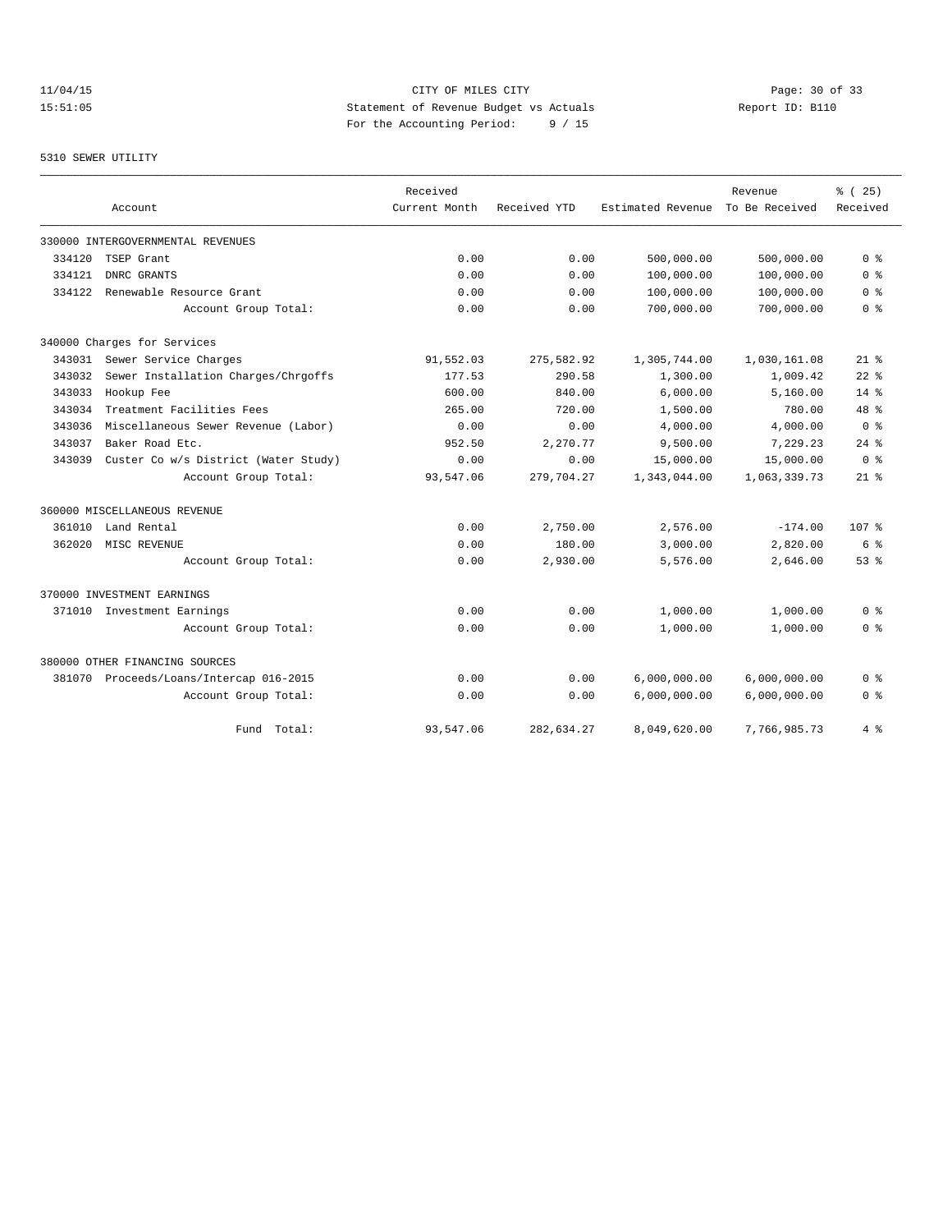11/04/15 CITY OF MILES CITY
15:51:05 Statement of Revenue Budget vs Actuals Report ID: B110
For the Accounting Period: 9 / 15

5310 SEWER UTILITY

| Account | | Received Current Month | Received YTD | Estimated Revenue | Revenue To Be Received | % ( 25) Received |
|---|---|---|---|---|---|---|
| 330000 INTERGOVERNMENTAL REVENUES | | | | | | |
| 334120 | TSEP Grant | 0.00 | 0.00 | 500,000.00 | 500,000.00 | 0 % |
| 334121 | DNRC GRANTS | 0.00 | 0.00 | 100,000.00 | 100,000.00 | 0 % |
| 334122 | Renewable Resource Grant | 0.00 | 0.00 | 100,000.00 | 100,000.00 | 0 % |
| | Account Group Total: | 0.00 | 0.00 | 700,000.00 | 700,000.00 | 0 % |
| 340000 Charges for Services | | | | | | |
| 343031 | Sewer Service Charges | 91,552.03 | 275,582.92 | 1,305,744.00 | 1,030,161.08 | 21 % |
| 343032 | Sewer Installation Charges/Chrgoffs | 177.53 | 290.58 | 1,300.00 | 1,009.42 | 22 % |
| 343033 | Hookup Fee | 600.00 | 840.00 | 6,000.00 | 5,160.00 | 14 % |
| 343034 | Treatment Facilities Fees | 265.00 | 720.00 | 1,500.00 | 780.00 | 48 % |
| 343036 | Miscellaneous Sewer Revenue (Labor) | 0.00 | 0.00 | 4,000.00 | 4,000.00 | 0 % |
| 343037 | Baker Road Etc. | 952.50 | 2,270.77 | 9,500.00 | 7,229.23 | 24 % |
| 343039 | Custer Co w/s District (Water Study) | 0.00 | 0.00 | 15,000.00 | 15,000.00 | 0 % |
| | Account Group Total: | 93,547.06 | 279,704.27 | 1,343,044.00 | 1,063,339.73 | 21 % |
| 360000 MISCELLANEOUS REVENUE | | | | | | |
| 361010 | Land Rental | 0.00 | 2,750.00 | 2,576.00 | -174.00 | 107 % |
| 362020 | MISC REVENUE | 0.00 | 180.00 | 3,000.00 | 2,820.00 | 6 % |
| | Account Group Total: | 0.00 | 2,930.00 | 5,576.00 | 2,646.00 | 53 % |
| 370000 INVESTMENT EARNINGS | | | | | | |
| 371010 | Investment Earnings | 0.00 | 0.00 | 1,000.00 | 1,000.00 | 0 % |
| | Account Group Total: | 0.00 | 0.00 | 1,000.00 | 1,000.00 | 0 % |
| 380000 OTHER FINANCING SOURCES | | | | | | |
| 381070 | Proceeds/Loans/Intercap 016-2015 | 0.00 | 0.00 | 6,000,000.00 | 6,000,000.00 | 0 % |
| | Account Group Total: | 0.00 | 0.00 | 6,000,000.00 | 6,000,000.00 | 0 % |
| | Fund Total: | 93,547.06 | 282,634.27 | 8,049,620.00 | 7,766,985.73 | 4 % |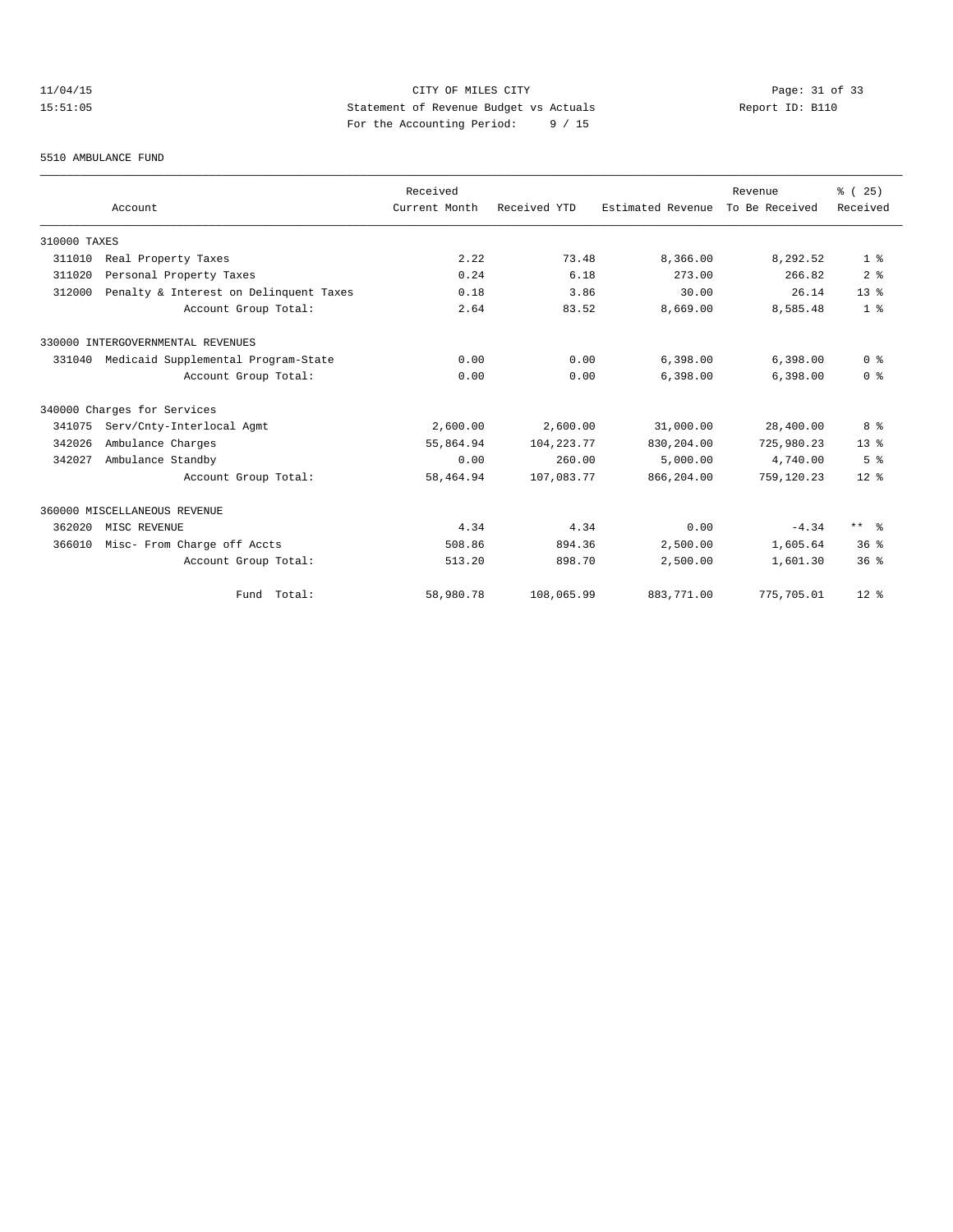CITY OF MILES CITY
Statement of Revenue Budget vs Actuals
For the Accounting Period: 9 / 15

11/04/15
15:51:05

Report ID: B110

## 5510 AMBULANCE FUND

| Account | Received Current Month | Received YTD | Estimated Revenue | Revenue To Be Received | % ( 25) Received |
|---|---|---|---|---|---|
| **310000 TAXES** | | | | | |
| 311010 Real Property Taxes | 2.22 | 73.48 | 8,366.00 | 8,292.52 | 1 % |
| 311020 Personal Property Taxes | 0.24 | 6.18 | 273.00 | 266.82 | 2 % |
| 312000 Penalty & Interest on Delinquent Taxes | 0.18 | 3.86 | 30.00 | 26.14 | 13 % |
| Account Group Total: | 2.64 | 83.52 | 8,669.00 | 8,585.48 | 1 % |
| **330000 INTERGOVERNMENTAL REVENUES** | | | | | |
| 331040 Medicaid Supplemental Program-State | 0.00 | 0.00 | 6,398.00 | 6,398.00 | 0 % |
| Account Group Total: | 0.00 | 0.00 | 6,398.00 | 6,398.00 | 0 % |
| **340000 Charges for Services** | | | | | |
| 341075 Serv/Cnty-Interlocal Agmt | 2,600.00 | 2,600.00 | 31,000.00 | 28,400.00 | 8 % |
| 342026 Ambulance Charges | 55,864.94 | 104,223.77 | 830,204.00 | 725,980.23 | 13 % |
| 342027 Ambulance Standby | 0.00 | 260.00 | 5,000.00 | 4,740.00 | 5 % |
| Account Group Total: | 58,464.94 | 107,083.77 | 866,204.00 | 759,120.23 | 12 % |
| **360000 MISCELLANEOUS REVENUE** | | | | | |
| 362020 MISC REVENUE | 4.34 | 4.34 | 0.00 | -4.34 | ** % |
| 366010 Misc- From Charge off Accts | 508.86 | 894.36 | 2,500.00 | 1,605.64 | 36 % |
| Account Group Total: | 513.20 | 898.70 | 2,500.00 | 1,601.30 | 36 % |
| Fund Total: | 58,980.78 | 108,065.99 | 883,771.00 | 775,705.01 | 12 % |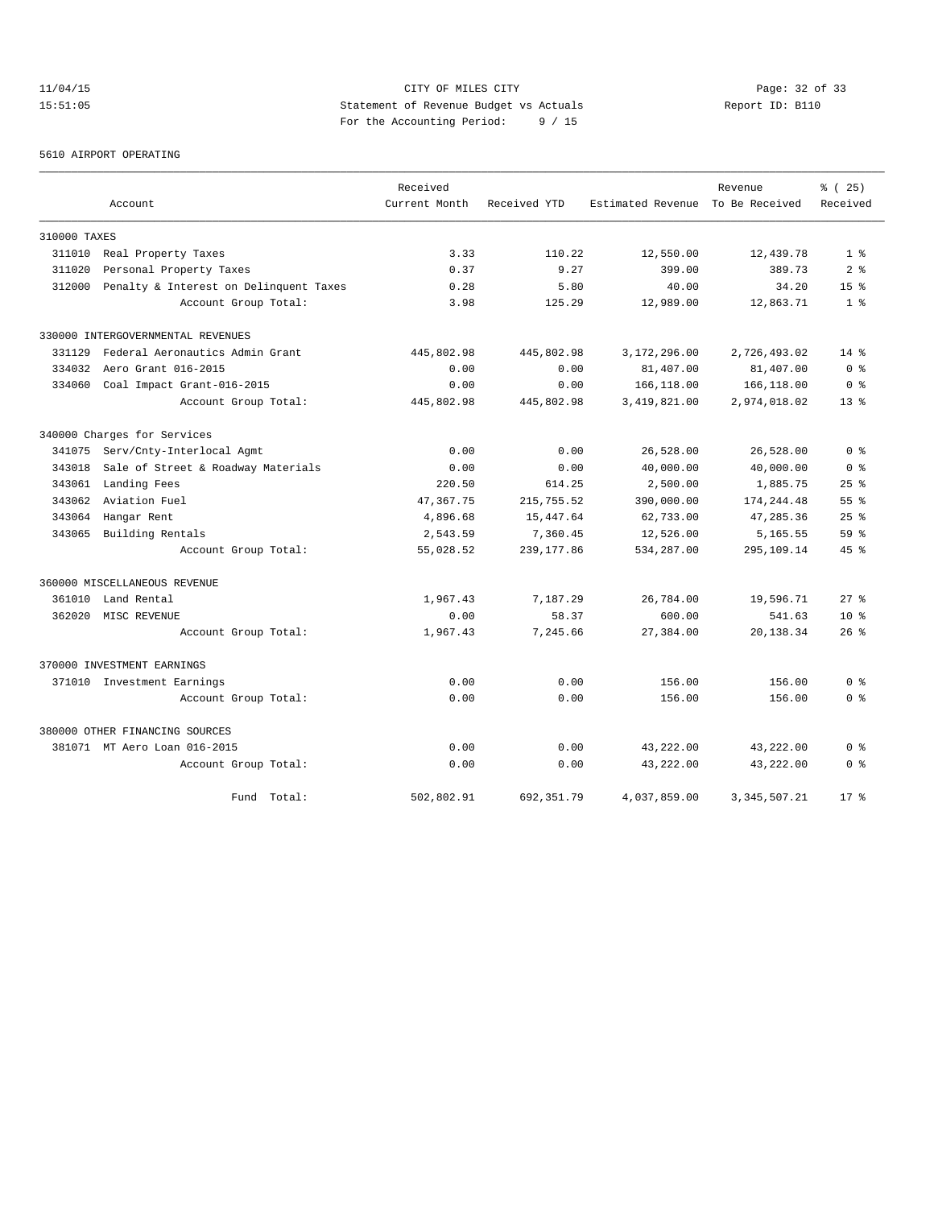CITY OF MILES CITY
Statement of Revenue Budget vs Actuals
For the Accounting Period: 9 / 15

11/04/15
15:51:05

Report ID: B110

5610 AIRPORT OPERATING

| Account | Received Current Month | Received YTD | Estimated Revenue | Revenue To Be Received | % ( 25) Received |
|---|---|---|---|---|---|
| **310000 TAXES** | | | | | |
| 311010 Real Property Taxes | 3.33 | 110.22 | 12,550.00 | 12,439.78 | 1 % |
| 311020 Personal Property Taxes | 0.37 | 9.27 | 399.00 | 389.73 | 2 % |
| 312000 Penalty & Interest on Delinquent Taxes | 0.28 | 5.80 | 40.00 | 34.20 | 15 % |
| Account Group Total: | 3.98 | 125.29 | 12,989.00 | 12,863.71 | 1 % |
| **330000 INTERGOVERNMENTAL REVENUES** | | | | | |
| 331129 Federal Aeronautics Admin Grant | 445,802.98 | 445,802.98 | 3,172,296.00 | 2,726,493.02 | 14 % |
| 334032 Aero Grant 016-2015 | 0.00 | 0.00 | 81,407.00 | 81,407.00 | 0 % |
| 334060 Coal Impact Grant-016-2015 | 0.00 | 0.00 | 166,118.00 | 166,118.00 | 0 % |
| Account Group Total: | 445,802.98 | 445,802.98 | 3,419,821.00 | 2,974,018.02 | 13 % |
| **340000 Charges for Services** | | | | | |
| 341075 Serv/Cnty-Interlocal Agmt | 0.00 | 0.00 | 26,528.00 | 26,528.00 | 0 % |
| 343018 Sale of Street & Roadway Materials | 0.00 | 0.00 | 40,000.00 | 40,000.00 | 0 % |
| 343061 Landing Fees | 220.50 | 614.25 | 2,500.00 | 1,885.75 | 25 % |
| 343062 Aviation Fuel | 47,367.75 | 215,755.52 | 390,000.00 | 174,244.48 | 55 % |
| 343064 Hangar Rent | 4,896.68 | 15,447.64 | 62,733.00 | 47,285.36 | 25 % |
| 343065 Building Rentals | 2,543.59 | 7,360.45 | 12,526.00 | 5,165.55 | 59 % |
| Account Group Total: | 55,028.52 | 239,177.86 | 534,287.00 | 295,109.14 | 45 % |
| **360000 MISCELLANEOUS REVENUE** | | | | | |
| 361010 Land Rental | 1,967.43 | 7,187.29 | 26,784.00 | 19,596.71 | 27 % |
| 362020 MISC REVENUE | 0.00 | 58.37 | 600.00 | 541.63 | 10 % |
| Account Group Total: | 1,967.43 | 7,245.66 | 27,384.00 | 20,138.34 | 26 % |
| **370000 INVESTMENT EARNINGS** | | | | | |
| 371010 Investment Earnings | 0.00 | 0.00 | 156.00 | 156.00 | 0 % |
| Account Group Total: | 0.00 | 0.00 | 156.00 | 156.00 | 0 % |
| **380000 OTHER FINANCING SOURCES** | | | | | |
| 381071 MT Aero Loan 016-2015 | 0.00 | 0.00 | 43,222.00 | 43,222.00 | 0 % |
| Account Group Total: | 0.00 | 0.00 | 43,222.00 | 43,222.00 | 0 % |
| Fund Total: | 502,802.91 | 692,351.79 | 4,037,859.00 | 3,345,507.21 | 17 % |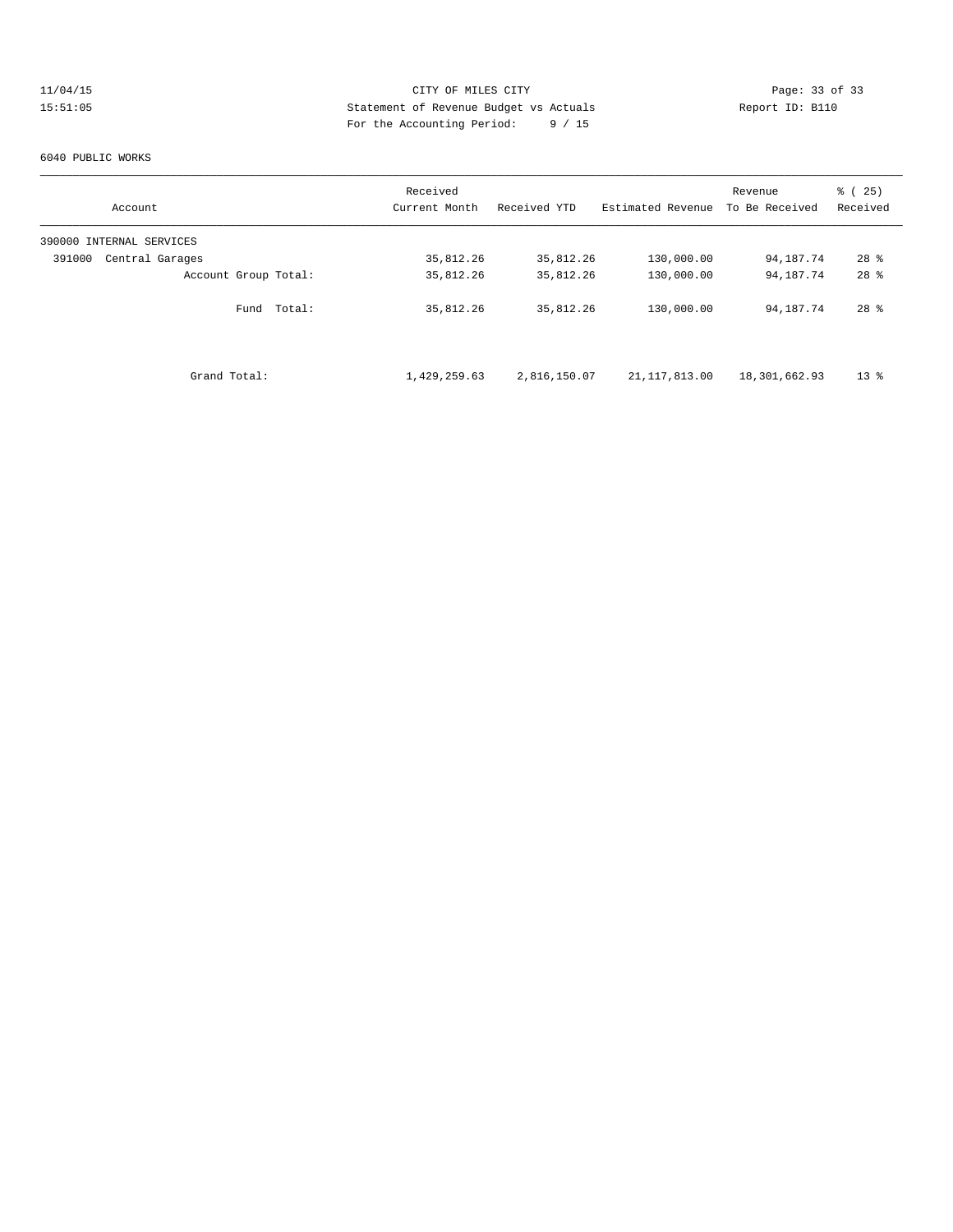CITY OF MILES CITY
Statement of Revenue Budget vs Actuals
For the Accounting Period: 9 / 15

11/04/15
15:51:05

Report ID: B110

6040 PUBLIC WORKS

| Account | Received Current Month | Received YTD | Estimated Revenue | Revenue To Be Received | % ( 25) Received |
|---|---|---|---|---|---|
| 390000 INTERNAL SERVICES | | | | | |
| 391000 Central Garages | 35,812.26 | 35,812.26 | 130,000.00 | 94,187.74 | 28 % |
| Account Group Total: | 35,812.26 | 35,812.26 | 130,000.00 | 94,187.74 | 28 % |
| Fund Total: | 35,812.26 | 35,812.26 | 130,000.00 | 94,187.74 | 28 % |
| Grand Total: | 1,429,259.63 | 2,816,150.07 | 21,117,813.00 | 18,301,662.93 | 13 % |